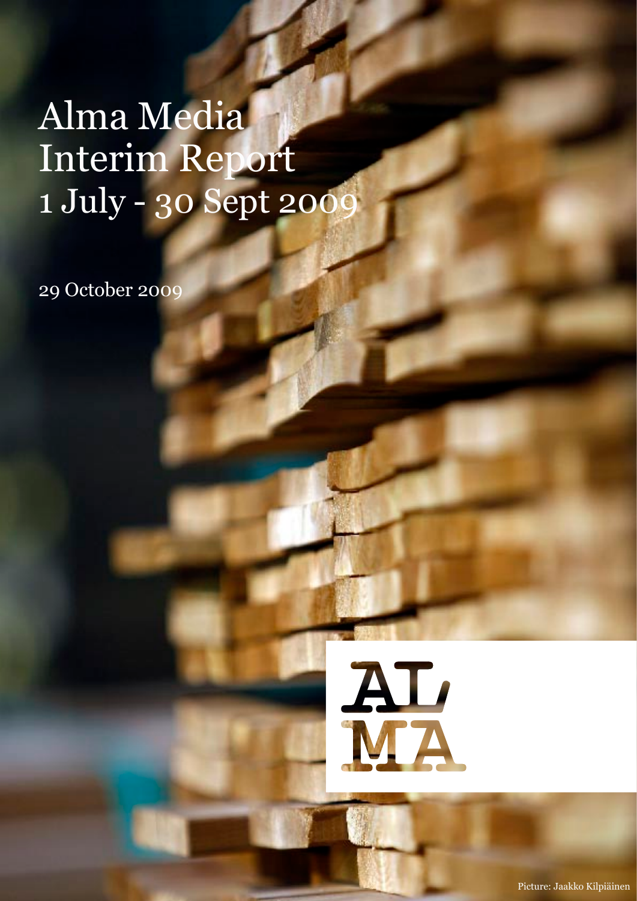# Alma Media Interim Report 1 July - 30 Sept 2009

29 October 2009

AL MA

Picture: Jaakko Kilpiäinen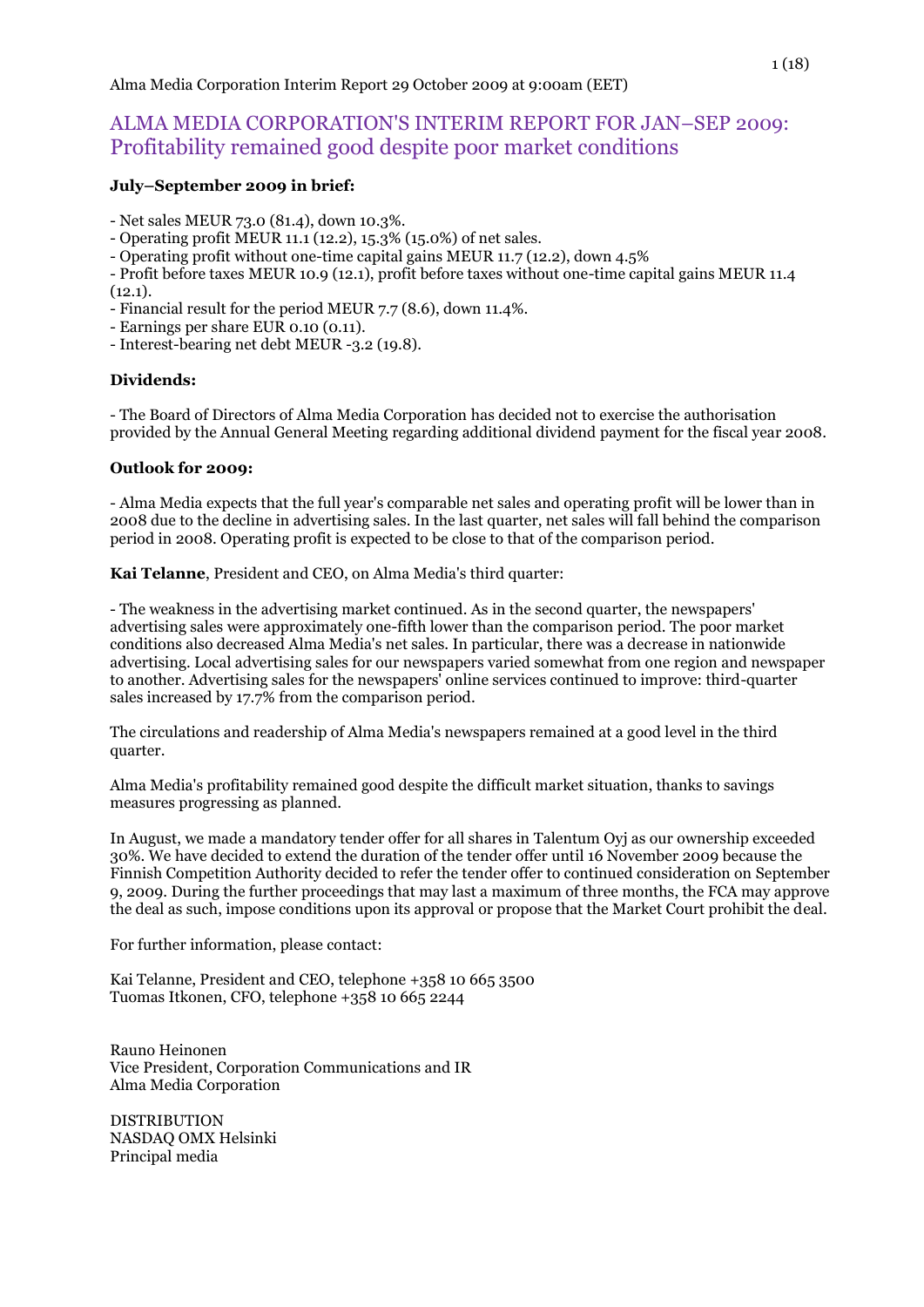Alma Media Corporation Interim Report 29 October 2009 at 9:00am (EET)

# ALMA MEDIA CORPORATION'S INTERIM REPORT FOR JAN–SEP 2009: Profitability remained good despite poor market conditions

**July–September 2009 in brief:**

- Net sales MEUR 73.0 (81.4), down 10.3%.
- Operating profit MEUR 11.1 (12.2), 15.3% (15.0%) of net sales.
- Operating profit without one-time capital gains MEUR 11.7 (12.2), down 4.5%
- Profit before taxes MEUR 10.9 (12.1), profit before taxes without one-time capital gains MEUR 11.4 (12.1).
- Financial result for the period MEUR 7.7 (8.6), down 11.4%.
- Earnings per share EUR 0.10 (0.11).
- Interest-bearing net debt MEUR -3.2 (19.8).

**Dividends:**

- The Board of Directors of Alma Media Corporation has decided not to exercise the authorisation provided by the Annual General Meeting regarding additional dividend payment for the fiscal year 2008.

**Outlook for 2009:**

- Alma Media expects that the full year's comparable net sales and operating profit will be lower than in 2008 due to the decline in advertising sales. In the last quarter, net sales will fall behind the comparison period in 2008. Operating profit is expected to be close to that of the comparison period.

**Kai Telanne**, President and CEO, on Alma Media's third quarter:

- The weakness in the advertising market continued. As in the second quarter, the newspapers' advertising sales were approximately one-fifth lower than the comparison period. The poor market conditions also decreased Alma Media's net sales. In particular, there was a decrease in nationwide advertising. Local advertising sales for our newspapers varied somewhat from one region and newspaper to another. Advertising sales for the newspapers' online services continued to improve: third-quarter sales increased by 17.7% from the comparison period.

The circulations and readership of Alma Media's newspapers remained at a good level in the third quarter.

Alma Media's profitability remained good despite the difficult market situation, thanks to savings measures progressing as planned.

In August, we made a mandatory tender offer for all shares in Talentum Oyj as our ownership exceeded 30%. We have decided to extend the duration of the tender offer until 16 November 2009 because the Finnish Competition Authority decided to refer the tender offer to continued consideration on September 9, 2009. During the further proceedings that may last a maximum of three months, the FCA may approve the deal as such, impose conditions upon its approval or propose that the Market Court prohibit the deal.

For further information, please contact:

Kai Telanne, President and CEO, telephone +358 10 665 3500
Tuomas Itkonen, CFO, telephone +358 10 665 2244

Rauno Heinonen
Vice President, Corporation Communications and IR
Alma Media Corporation

DISTRIBUTION
NASDAQ OMX Helsinki
Principal media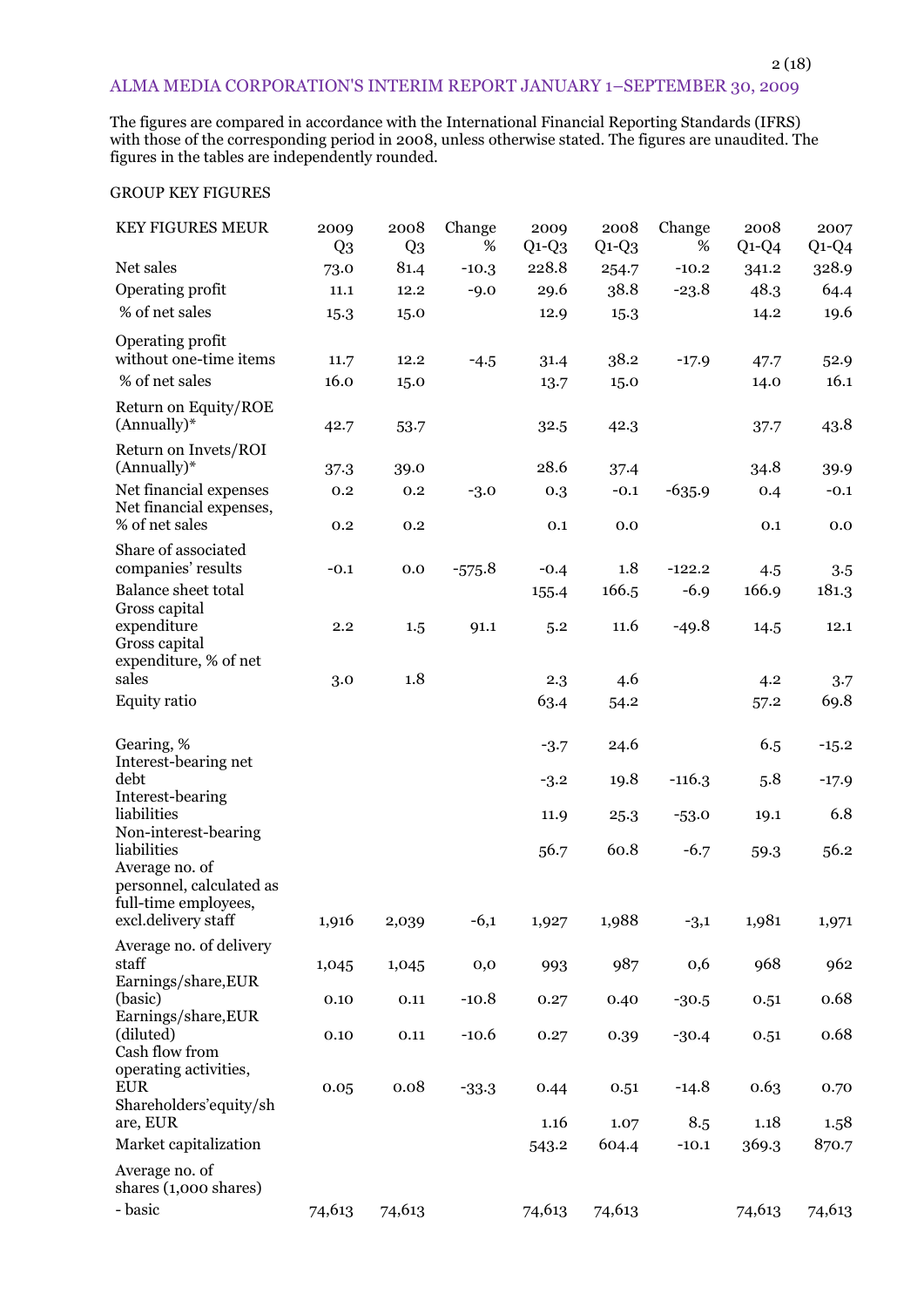## ALMA MEDIA CORPORATION'S INTERIM REPORT JANUARY 1–SEPTEMBER 30, 2009

The figures are compared in accordance with the International Financial Reporting Standards (IFRS) with those of the corresponding period in 2008, unless otherwise stated. The figures are unaudited. The figures in the tables are independently rounded.

GROUP KEY FIGURES

| KEY FIGURES MEUR | 2009 Q3 | 2008 Q3 | Change % | 2009 Q1-Q3 | 2008 Q1-Q3 | Change % | 2008 Q1-Q4 | 2007 Q1-Q4 |
|---|---|---|---|---|---|---|---|---|
| Net sales | 73.0 | 81.4 | -10.3 | 228.8 | 254.7 | -10.2 | 341.2 | 328.9 |
| Operating profit | 11.1 | 12.2 | -9.0 | 29.6 | 38.8 | -23.8 | 48.3 | 64.4 |
| % of net sales | 15.3 | 15.0 | | 12.9 | 15.3 | | 14.2 | 19.6 |
| Operating profit without one-time items | 11.7 | 12.2 | -4.5 | 31.4 | 38.2 | -17.9 | 47.7 | 52.9 |
| % of net sales | 16.0 | 15.0 | | 13.7 | 15.0 | | 14.0 | 16.1 |
| Return on Equity/ROE (Annually)* | 42.7 | 53.7 | | 32.5 | 42.3 | | 37.7 | 43.8 |
| Return on Invets/ROI (Annually)* | 37.3 | 39.0 | | 28.6 | 37.4 | | 34.8 | 39.9 |
| Net financial expenses | 0.2 | 0.2 | -3.0 | 0.3 | -0.1 | -635.9 | 0.4 | -0.1 |
| Net financial expenses, % of net sales | 0.2 | 0.2 | | 0.1 | 0.0 | | 0.1 | 0.0 |
| Share of associated companies' results | -0.1 | 0.0 | -575.8 | -0.4 | 1.8 | -122.2 | 4.5 | 3.5 |
| Balance sheet total | | | | 155.4 | 166.5 | -6.9 | 166.9 | 181.3 |
| Gross capital expenditure | 2.2 | 1.5 | 91.1 | 5.2 | 11.6 | -49.8 | 14.5 | 12.1 |
| Gross capital expenditure, % of net sales | 3.0 | 1.8 | | 2.3 | 4.6 | | 4.2 | 3.7 |
| Equity ratio | | | | 63.4 | 54.2 | | 57.2 | 69.8 |
| Gearing, % | | | | -3.7 | 24.6 | | 6.5 | -15.2 |
| Interest-bearing net debt | | | | -3.2 | 19.8 | -116.3 | 5.8 | -17.9 |
| Interest-bearing liabilities | | | | 11.9 | 25.3 | -53.0 | 19.1 | 6.8 |
| Non-interest-bearing liabilities | | | | 56.7 | 60.8 | -6.7 | 59.3 | 56.2 |
| Average no. of personnel, calculated as full-time employees, excl.delivery staff | 1,916 | 2,039 | -6,1 | 1,927 | 1,988 | -3,1 | 1,981 | 1,971 |
| Average no. of delivery staff | 1,045 | 1,045 | 0,0 | 993 | 987 | 0,6 | 968 | 962 |
| Earnings/share,EUR (basic) | 0.10 | 0.11 | -10.8 | 0.27 | 0.40 | -30.5 | 0.51 | 0.68 |
| Earnings/share,EUR (diluted) | 0.10 | 0.11 | -10.6 | 0.27 | 0.39 | -30.4 | 0.51 | 0.68 |
| Cash flow from operating activities, EUR | 0.05 | 0.08 | -33.3 | 0.44 | 0.51 | -14.8 | 0.63 | 0.70 |
| Shareholders'equity/share, EUR | | | | 1.16 | 1.07 | 8.5 | 1.18 | 1.58 |
| Market capitalization | | | | 543.2 | 604.4 | -10.1 | 369.3 | 870.7 |
| Average no. of shares (1,000 shares) | | | | | | | | |
| - basic | 74,613 | 74,613 | | 74,613 | 74,613 | | 74,613 | 74,613 |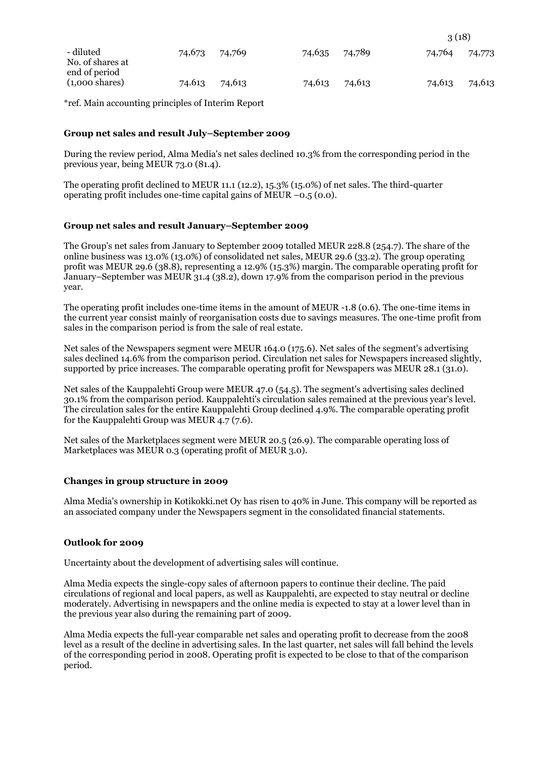| | | | | | | |
|---|---|---|---|---|---|---|
| - diluted | 74,673 | 74,769 | 74,635 | 74,789 | 74,764 | 74,773 |
| No. of shares at end of period (1,000 shares) | 74,613 | 74,613 | 74,613 | 74,613 | 74,613 | 74,613 |

*ref. Main accounting principles of Interim Report

**Group net sales and result July–September 2009**

During the review period, Alma Media's net sales declined 10.3% from the corresponding period in the previous year, being MEUR 73.0 (81.4).

The operating profit declined to MEUR 11.1 (12.2), 15.3% (15.0%) of net sales. The third-quarter operating profit includes one-time capital gains of MEUR –0.5 (0.0).

**Group net sales and result January–September 2009**

The Group's net sales from January to September 2009 totalled MEUR 228.8 (254.7). The share of the online business was 13.0% (13.0%) of consolidated net sales, MEUR 29.6 (33.2). The group operating profit was MEUR 29.6 (38.8), representing a 12.9% (15.3%) margin. The comparable operating profit for January–September was MEUR 31.4 (38.2), down 17.9% from the comparison period in the previous year.

The operating profit includes one-time items in the amount of MEUR -1.8 (0.6). The one-time items in the current year consist mainly of reorganisation costs due to savings measures. The one-time profit from sales in the comparison period is from the sale of real estate.

Net sales of the Newspapers segment were MEUR 164.0 (175.6). Net sales of the segment's advertising sales declined 14.6% from the comparison period. Circulation net sales for Newspapers increased slightly, supported by price increases. The comparable operating profit for Newspapers was MEUR 28.1 (31.0).

Net sales of the Kauppalehti Group were MEUR 47.0 (54.5). The segment's advertising sales declined 30.1% from the comparison period. Kauppalehti's circulation sales remained at the previous year's level. The circulation sales for the entire Kauppalehti Group declined 4.9%. The comparable operating profit for the Kauppalehti Group was MEUR 4.7 (7.6).

Net sales of the Marketplaces segment were MEUR 20.5 (26.9). The comparable operating loss of Marketplaces was MEUR 0.3 (operating profit of MEUR 3.0).

**Changes in group structure in 2009**

Alma Media's ownership in Kotikokki.net Oy has risen to 40% in June. This company will be reported as an associated company under the Newspapers segment in the consolidated financial statements.

**Outlook for 2009**

Uncertainty about the development of advertising sales will continue.

Alma Media expects the single-copy sales of afternoon papers to continue their decline. The paid circulations of regional and local papers, as well as Kauppalehti, are expected to stay neutral or decline moderately. Advertising in newspapers and the online media is expected to stay at a lower level than in the previous year also during the remaining part of 2009.

Alma Media expects the full-year comparable net sales and operating profit to decrease from the 2008 level as a result of the decline in advertising sales. In the last quarter, net sales will fall behind the levels of the corresponding period in 2008. Operating profit is expected to be close to that of the comparison period.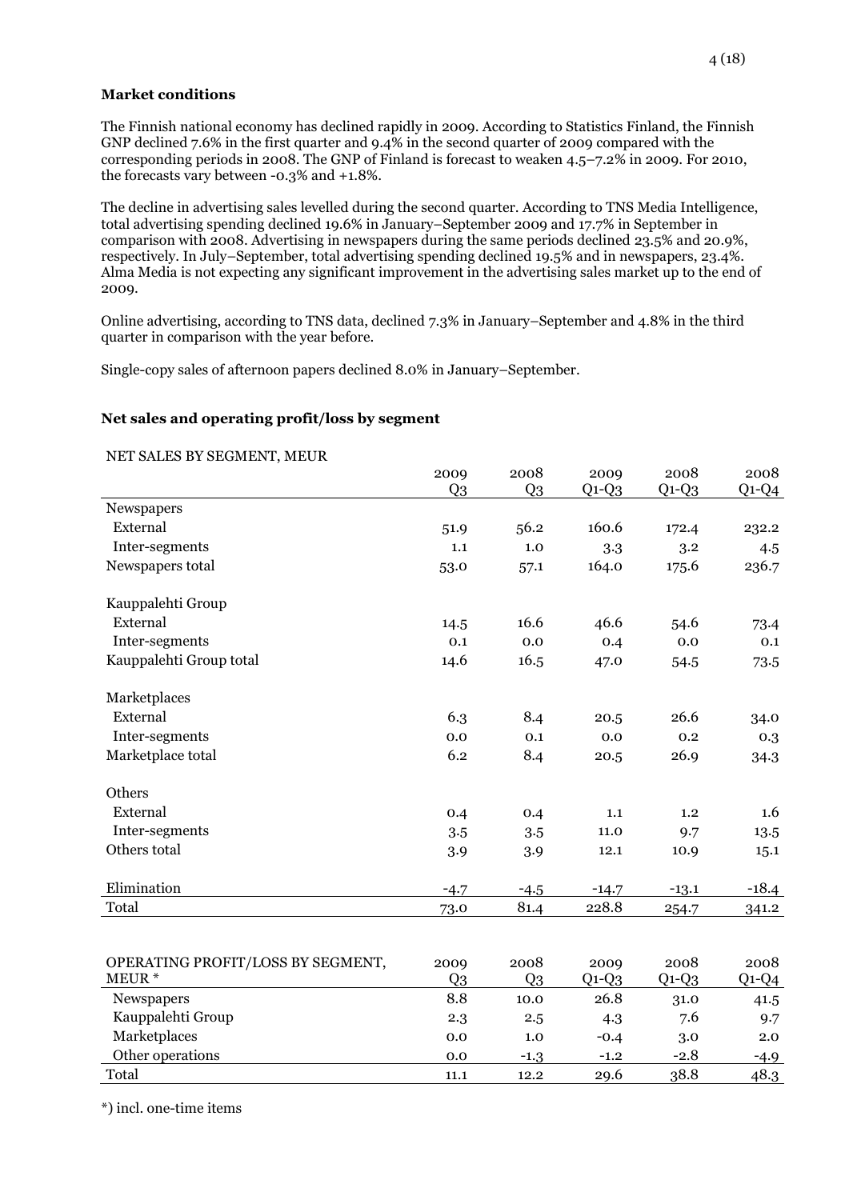**Market conditions**

The Finnish national economy has declined rapidly in 2009. According to Statistics Finland, the Finnish GNP declined 7.6% in the first quarter and 9.4% in the second quarter of 2009 compared with the corresponding periods in 2008. The GNP of Finland is forecast to weaken 4.5–7.2% in 2009. For 2010, the forecasts vary between -0.3% and +1.8%.

The decline in advertising sales levelled during the second quarter. According to TNS Media Intelligence, total advertising spending declined 19.6% in January–September 2009 and 17.7% in September in comparison with 2008. Advertising in newspapers during the same periods declined 23.5% and 20.9%, respectively. In July–September, total advertising spending declined 19.5% and in newspapers, 23.4%. Alma Media is not expecting any significant improvement in the advertising sales market up to the end of 2009.

Online advertising, according to TNS data, declined 7.3% in January–September and 4.8% in the third quarter in comparison with the year before.

Single-copy sales of afternoon papers declined 8.0% in January–September.

**Net sales and operating profit/loss by segment**

| NET SALES BY SEGMENT, MEUR | 2009 Q3 | 2008 Q3 | 2009 Q1-Q3 | 2008 Q1-Q3 | 2008 Q1-Q4 |
|---|---|---|---|---|---|
| Newspapers | | | | | |
| External | 51.9 | 56.2 | 160.6 | 172.4 | 232.2 |
| Inter-segments | 1.1 | 1.0 | 3.3 | 3.2 | 4.5 |
| Newspapers total | 53.0 | 57.1 | 164.0 | 175.6 | 236.7 |
| Kauppalehti Group | | | | | |
| External | 14.5 | 16.6 | 46.6 | 54.6 | 73.4 |
| Inter-segments | 0.1 | 0.0 | 0.4 | 0.0 | 0.1 |
| Kauppalehti Group total | 14.6 | 16.5 | 47.0 | 54.5 | 73.5 |
| Marketplaces | | | | | |
| External | 6.3 | 8.4 | 20.5 | 26.6 | 34.0 |
| Inter-segments | 0.0 | 0.1 | 0.0 | 0.2 | 0.3 |
| Marketplace total | 6.2 | 8.4 | 20.5 | 26.9 | 34.3 |
| Others | | | | | |
| External | 0.4 | 0.4 | 1.1 | 1.2 | 1.6 |
| Inter-segments | 3.5 | 3.5 | 11.0 | 9.7 | 13.5 |
| Others total | 3.9 | 3.9 | 12.1 | 10.9 | 15.1 |
| Elimination | -4.7 | -4.5 | -14.7 | -13.1 | -18.4 |
| Total | 73.0 | 81.4 | 228.8 | 254.7 | 341.2 |

| OPERATING PROFIT/LOSS BY SEGMENT, MEUR * | 2009 Q3 | 2008 Q3 | 2009 Q1-Q3 | 2008 Q1-Q3 | 2008 Q1-Q4 |
|---|---|---|---|---|---|
| Newspapers | 8.8 | 10.0 | 26.8 | 31.0 | 41.5 |
| Kauppalehti Group | 2.3 | 2.5 | 4.3 | 7.6 | 9.7 |
| Marketplaces | 0.0 | 1.0 | -0.4 | 3.0 | 2.0 |
| Other operations | 0.0 | -1.3 | -1.2 | -2.8 | -4.9 |
| Total | 11.1 | 12.2 | 29.6 | 38.8 | 48.3 |

*) incl. one-time items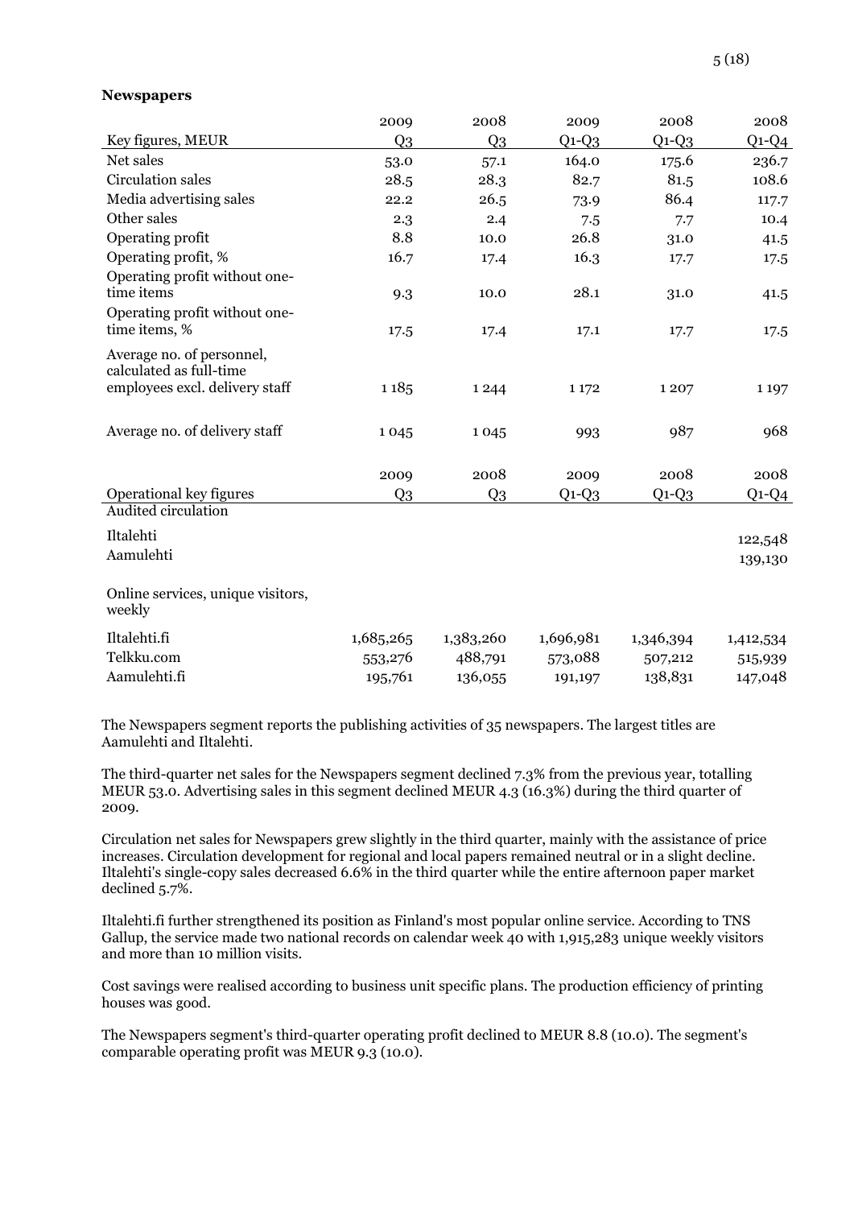**Newspapers**

| Key figures, MEUR | 2009 Q3 | 2008 Q3 | 2009 Q1-Q3 | 2008 Q1-Q3 | 2008 Q1-Q4 |
|---|---|---|---|---|---|
| Net sales | 53.0 | 57.1 | 164.0 | 175.6 | 236.7 |
| Circulation sales | 28.5 | 28.3 | 82.7 | 81.5 | 108.6 |
| Media advertising sales | 22.2 | 26.5 | 73.9 | 86.4 | 117.7 |
| Other sales | 2.3 | 2.4 | 7.5 | 7.7 | 10.4 |
| Operating profit | 8.8 | 10.0 | 26.8 | 31.0 | 41.5 |
| Operating profit, % | 16.7 | 17.4 | 16.3 | 17.7 | 17.5 |
| Operating profit without one-time items | 9.3 | 10.0 | 28.1 | 31.0 | 41.5 |
| Operating profit without one-time items, % | 17.5 | 17.4 | 17.1 | 17.7 | 17.5 |
| Average no. of personnel, calculated as full-time employees excl. delivery staff | 1 185 | 1 244 | 1 172 | 1 207 | 1 197 |
| Average no. of delivery staff | 1 045 | 1 045 | 993 | 987 | 968 |

| Operational key figures | 2009 Q3 | 2008 Q3 | 2009 Q1-Q3 | 2008 Q1-Q3 | 2008 Q1-Q4 |
|---|---|---|---|---|---|
| Audited circulation | | | | | |
| Iltalehti | | | | | 122,548 |
| Aamulehti | | | | | 139,130 |
| Online services, unique visitors, weekly | | | | | |
| Iltalehti.fi | 1,685,265 | 1,383,260 | 1,696,981 | 1,346,394 | 1,412,534 |
| Telkku.com | 553,276 | 488,791 | 573,088 | 507,212 | 515,939 |
| Aamulehti.fi | 195,761 | 136,055 | 191,197 | 138,831 | 147,048 |

The Newspapers segment reports the publishing activities of 35 newspapers. The largest titles are Aamulehti and Iltalehti.

The third-quarter net sales for the Newspapers segment declined 7.3% from the previous year, totalling MEUR 53.0. Advertising sales in this segment declined MEUR 4.3 (16.3%) during the third quarter of 2009.

Circulation net sales for Newspapers grew slightly in the third quarter, mainly with the assistance of price increases. Circulation development for regional and local papers remained neutral or in a slight decline. Iltalehti's single-copy sales decreased 6.6% in the third quarter while the entire afternoon paper market declined 5.7%.

Iltalehti.fi further strengthened its position as Finland's most popular online service. According to TNS Gallup, the service made two national records on calendar week 40 with 1,915,283 unique weekly visitors and more than 10 million visits.

Cost savings were realised according to business unit specific plans. The production efficiency of printing houses was good.

The Newspapers segment's third-quarter operating profit declined to MEUR 8.8 (10.0). The segment's comparable operating profit was MEUR 9.3 (10.0).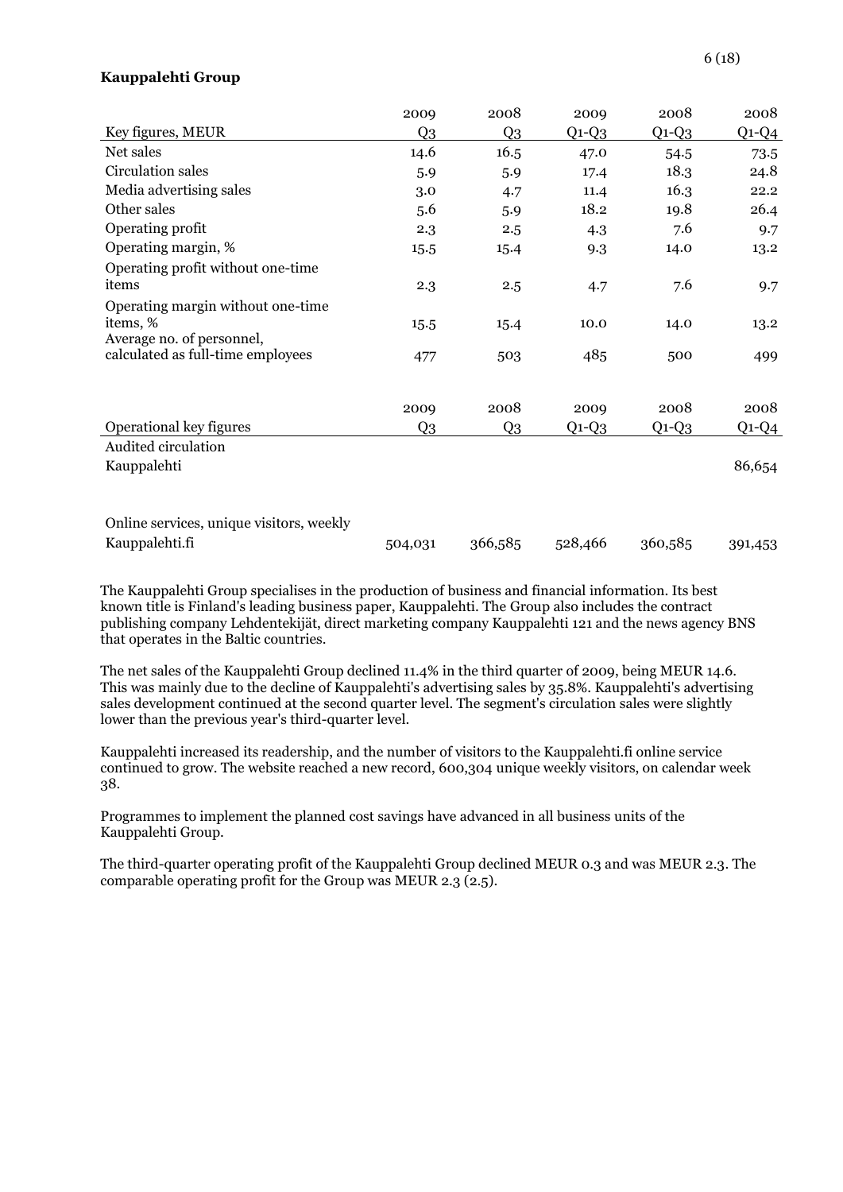**Kauppalehti Group**

| Key figures, MEUR | 2009 Q3 | 2008 Q3 | 2009 Q1-Q3 | 2008 Q1-Q3 | 2008 Q1-Q4 |
|---|---|---|---|---|---|
| Net sales | 14.6 | 16.5 | 47.0 | 54.5 | 73.5 |
| Circulation sales | 5.9 | 5.9 | 17.4 | 18.3 | 24.8 |
| Media advertising sales | 3.0 | 4.7 | 11.4 | 16.3 | 22.2 |
| Other sales | 5.6 | 5.9 | 18.2 | 19.8 | 26.4 |
| Operating profit | 2.3 | 2.5 | 4.3 | 7.6 | 9.7 |
| Operating margin, % | 15.5 | 15.4 | 9.3 | 14.0 | 13.2 |
| Operating profit without one-time items | 2.3 | 2.5 | 4.7 | 7.6 | 9.7 |
| Operating margin without one-time items, % | 15.5 | 15.4 | 10.0 | 14.0 | 13.2 |
| Average no. of personnel, calculated as full-time employees | 477 | 503 | 485 | 500 | 499 |

| Operational key figures | 2009 Q3 | 2008 Q3 | 2009 Q1-Q3 | 2008 Q1-Q3 | 2008 Q1-Q4 |
|---|---|---|---|---|---|
| Audited circulation | | | | | |
| Kauppalehti | | | | | 86,654 |
| Online services, unique visitors, weekly | | | | | |
| Kauppalehti.fi | 504,031 | 366,585 | 528,466 | 360,585 | 391,453 |

The Kauppalehti Group specialises in the production of business and financial information. Its best known title is Finland's leading business paper, Kauppalehti. The Group also includes the contract publishing company Lehdentekijät, direct marketing company Kauppalehti 121 and the news agency BNS that operates in the Baltic countries.

The net sales of the Kauppalehti Group declined 11.4% in the third quarter of 2009, being MEUR 14.6. This was mainly due to the decline of Kauppalehti's advertising sales by 35.8%. Kauppalehti's advertising sales development continued at the second quarter level. The segment's circulation sales were slightly lower than the previous year's third-quarter level.

Kauppalehti increased its readership, and the number of visitors to the Kauppalehti.fi online service continued to grow. The website reached a new record, 600,304 unique weekly visitors, on calendar week 38.

Programmes to implement the planned cost savings have advanced in all business units of the Kauppalehti Group.

The third-quarter operating profit of the Kauppalehti Group declined MEUR 0.3 and was MEUR 2.3. The comparable operating profit for the Group was MEUR 2.3 (2.5).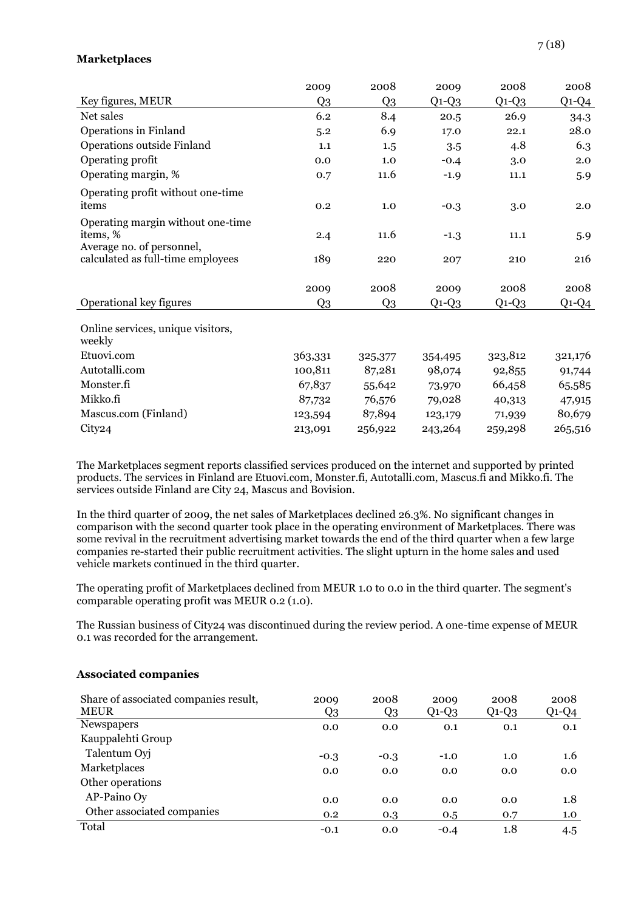**Marketplaces**

| Key figures, MEUR | 2009 Q3 | 2008 Q3 | 2009 Q1-Q3 | 2008 Q1-Q3 | 2008 Q1-Q4 |
|---|---|---|---|---|---|
| Net sales | 6.2 | 8.4 | 20.5 | 26.9 | 34.3 |
| Operations in Finland | 5.2 | 6.9 | 17.0 | 22.1 | 28.0 |
| Operations outside Finland | 1.1 | 1.5 | 3.5 | 4.8 | 6.3 |
| Operating profit | 0.0 | 1.0 | -0.4 | 3.0 | 2.0 |
| Operating margin, % | 0.7 | 11.6 | -1.9 | 11.1 | 5.9 |
| Operating profit without one-time items | 0.2 | 1.0 | -0.3 | 3.0 | 2.0 |
| Operating margin without one-time items, % | 2.4 | 11.6 | -1.3 | 11.1 | 5.9 |
| Average no. of personnel, calculated as full-time employees | 189 | 220 | 207 | 210 | 216 |

| Operational key figures | 2009 Q3 | 2008 Q3 | 2009 Q1-Q3 | 2008 Q1-Q3 | 2008 Q1-Q4 |
|---|---|---|---|---|---|
| Online services, unique visitors, weekly | | | | | |
| Etuovi.com | 363,331 | 325,377 | 354,495 | 323,812 | 321,176 |
| Autotalli.com | 100,811 | 87,281 | 98,074 | 92,855 | 91,744 |
| Monster.fi | 67,837 | 55,642 | 73,970 | 66,458 | 65,585 |
| Mikko.fi | 87,732 | 76,576 | 79,028 | 40,313 | 47,915 |
| Mascus.com (Finland) | 123,594 | 87,894 | 123,179 | 71,939 | 80,679 |
| City24 | 213,091 | 256,922 | 243,264 | 259,298 | 265,516 |

The Marketplaces segment reports classified services produced on the internet and supported by printed products. The services in Finland are Etuovi.com, Monster.fi, Autotalli.com, Mascus.fi and Mikko.fi. The services outside Finland are City 24, Mascus and Bovision.

In the third quarter of 2009, the net sales of Marketplaces declined 26.3%. No significant changes in comparison with the second quarter took place in the operating environment of Marketplaces. There was some revival in the recruitment advertising market towards the end of the third quarter when a few large companies re-started their public recruitment activities. The slight upturn in the home sales and used vehicle markets continued in the third quarter.

The operating profit of Marketplaces declined from MEUR 1.0 to 0.0 in the third quarter. The segment's comparable operating profit was MEUR 0.2 (1.0).

The Russian business of City24 was discontinued during the review period. A one-time expense of MEUR 0.1 was recorded for the arrangement.

**Associated companies**

| Share of associated companies result, MEUR | 2009 Q3 | 2008 Q3 | 2009 Q1-Q3 | 2008 Q1-Q3 | 2008 Q1-Q4 |
|---|---|---|---|---|---|
| Newspapers | 0.0 | 0.0 | 0.1 | 0.1 | 0.1 |
| Kauppalehti Group | | | | | |
| Talentum Oyj | -0.3 | -0.3 | -1.0 | 1.0 | 1.6 |
| Marketplaces | 0.0 | 0.0 | 0.0 | 0.0 | 0.0 |
| Other operations | | | | | |
| AP-Paino Oy | 0.0 | 0.0 | 0.0 | 0.0 | 1.8 |
| Other associated companies | 0.2 | 0.3 | 0.5 | 0.7 | 1.0 |
| Total | -0.1 | 0.0 | -0.4 | 1.8 | 4.5 |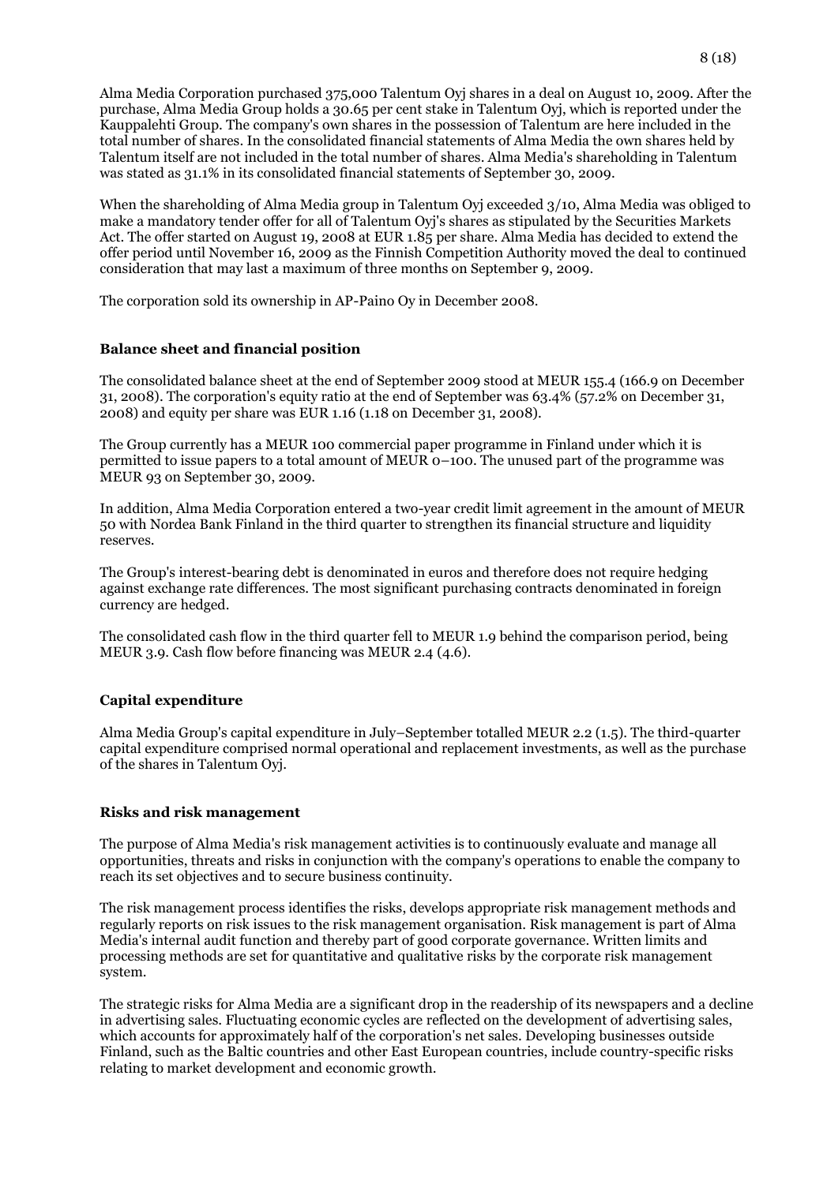Alma Media Corporation purchased 375,000 Talentum Oyj shares in a deal on August 10, 2009. After the purchase, Alma Media Group holds a 30.65 per cent stake in Talentum Oyj, which is reported under the Kauppalehti Group. The company's own shares in the possession of Talentum are here included in the total number of shares. In the consolidated financial statements of Alma Media the own shares held by Talentum itself are not included in the total number of shares. Alma Media's shareholding in Talentum was stated as 31.1% in its consolidated financial statements of September 30, 2009.

When the shareholding of Alma Media group in Talentum Oyj exceeded 3/10, Alma Media was obliged to make a mandatory tender offer for all of Talentum Oyj's shares as stipulated by the Securities Markets Act. The offer started on August 19, 2008 at EUR 1.85 per share. Alma Media has decided to extend the offer period until November 16, 2009 as the Finnish Competition Authority moved the deal to continued consideration that may last a maximum of three months on September 9, 2009.

The corporation sold its ownership in AP-Paino Oy in December 2008.

## Balance sheet and financial position

The consolidated balance sheet at the end of September 2009 stood at MEUR 155.4 (166.9 on December 31, 2008). The corporation's equity ratio at the end of September was 63.4% (57.2% on December 31, 2008) and equity per share was EUR 1.16 (1.18 on December 31, 2008).

The Group currently has a MEUR 100 commercial paper programme in Finland under which it is permitted to issue papers to a total amount of MEUR 0–100. The unused part of the programme was MEUR 93 on September 30, 2009.

In addition, Alma Media Corporation entered a two-year credit limit agreement in the amount of MEUR 50 with Nordea Bank Finland in the third quarter to strengthen its financial structure and liquidity reserves.

The Group's interest-bearing debt is denominated in euros and therefore does not require hedging against exchange rate differences. The most significant purchasing contracts denominated in foreign currency are hedged.

The consolidated cash flow in the third quarter fell to MEUR 1.9 behind the comparison period, being MEUR 3.9. Cash flow before financing was MEUR 2.4 (4.6).

## Capital expenditure

Alma Media Group's capital expenditure in July–September totalled MEUR 2.2 (1.5). The third-quarter capital expenditure comprised normal operational and replacement investments, as well as the purchase of the shares in Talentum Oyj.

## Risks and risk management

The purpose of Alma Media's risk management activities is to continuously evaluate and manage all opportunities, threats and risks in conjunction with the company's operations to enable the company to reach its set objectives and to secure business continuity.

The risk management process identifies the risks, develops appropriate risk management methods and regularly reports on risk issues to the risk management organisation. Risk management is part of Alma Media's internal audit function and thereby part of good corporate governance. Written limits and processing methods are set for quantitative and qualitative risks by the corporate risk management system.

The strategic risks for Alma Media are a significant drop in the readership of its newspapers and a decline in advertising sales. Fluctuating economic cycles are reflected on the development of advertising sales, which accounts for approximately half of the corporation's net sales. Developing businesses outside Finland, such as the Baltic countries and other East European countries, include country-specific risks relating to market development and economic growth.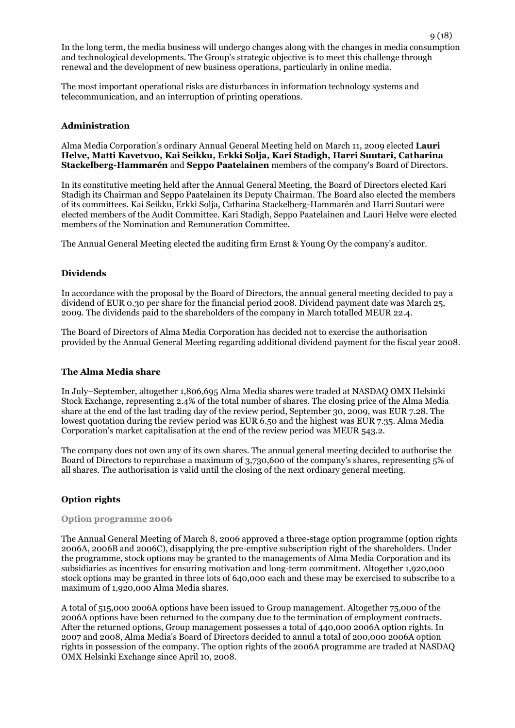In the long term, the media business will undergo changes along with the changes in media consumption and technological developments. The Group's strategic objective is to meet this challenge through renewal and the development of new business operations, particularly in online media.

The most important operational risks are disturbances in information technology systems and telecommunication, and an interruption of printing operations.

## Administration

Alma Media Corporation's ordinary Annual General Meeting held on March 11, 2009 elected **Lauri Helve, Matti Kavetvuo, Kai Seikku, Erkki Solja, Kari Stadigh, Harri Suutari, Catharina Stackelberg-Hammarén** and **Seppo Paatelainen** members of the company's Board of Directors.

In its constitutive meeting held after the Annual General Meeting, the Board of Directors elected Kari Stadigh its Chairman and Seppo Paatelainen its Deputy Chairman. The Board also elected the members of its committees. Kai Seikku, Erkki Solja, Catharina Stackelberg-Hammarén and Harri Suutari were elected members of the Audit Committee. Kari Stadigh, Seppo Paatelainen and Lauri Helve were elected members of the Nomination and Remuneration Committee.

The Annual General Meeting elected the auditing firm Ernst & Young Oy the company's auditor.

## Dividends

In accordance with the proposal by the Board of Directors, the annual general meeting decided to pay a dividend of EUR 0.30 per share for the financial period 2008. Dividend payment date was March 25, 2009. The dividends paid to the shareholders of the company in March totalled MEUR 22.4.

The Board of Directors of Alma Media Corporation has decided not to exercise the authorisation provided by the Annual General Meeting regarding additional dividend payment for the fiscal year 2008.

## The Alma Media share

In July–September, altogether 1,806,695 Alma Media shares were traded at NASDAQ OMX Helsinki Stock Exchange, representing 2.4% of the total number of shares. The closing price of the Alma Media share at the end of the last trading day of the review period, September 30, 2009, was EUR 7.28. The lowest quotation during the review period was EUR 6.50 and the highest was EUR 7.35. Alma Media Corporation's market capitalisation at the end of the review period was MEUR 543.2.

The company does not own any of its own shares. The annual general meeting decided to authorise the Board of Directors to repurchase a maximum of 3,730,600 of the company's shares, representing 5% of all shares. The authorisation is valid until the closing of the next ordinary general meeting.

## Option rights

### Option programme 2006

The Annual General Meeting of March 8, 2006 approved a three-stage option programme (option rights 2006A, 2006B and 2006C), disapplying the pre-emptive subscription right of the shareholders. Under the programme, stock options may be granted to the managements of Alma Media Corporation and its subsidiaries as incentives for ensuring motivation and long-term commitment. Altogether 1,920,000 stock options may be granted in three lots of 640,000 each and these may be exercised to subscribe to a maximum of 1,920,000 Alma Media shares.

A total of 515,000 2006A options have been issued to Group management. Altogether 75,000 of the 2006A options have been returned to the company due to the termination of employment contracts. After the returned options, Group management possesses a total of 440,000 2006A option rights. In 2007 and 2008, Alma Media's Board of Directors decided to annul a total of 200,000 2006A option rights in possession of the company. The option rights of the 2006A programme are traded at NASDAQ OMX Helsinki Exchange since April 10, 2008.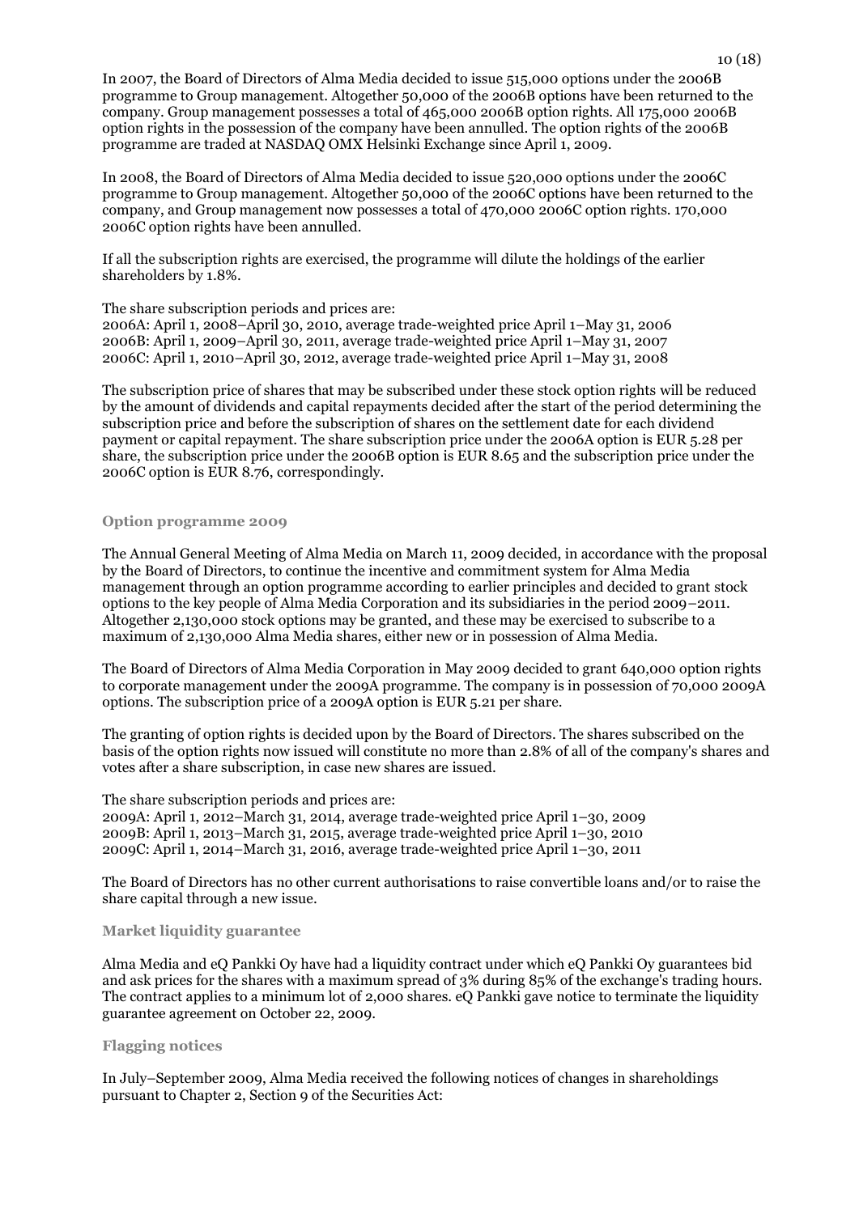In 2007, the Board of Directors of Alma Media decided to issue 515,000 options under the 2006B programme to Group management. Altogether 50,000 of the 2006B options have been returned to the company. Group management possesses a total of 465,000 2006B option rights. All 175,000 2006B option rights in the possession of the company have been annulled. The option rights of the 2006B programme are traded at NASDAQ OMX Helsinki Exchange since April 1, 2009.

In 2008, the Board of Directors of Alma Media decided to issue 520,000 options under the 2006C programme to Group management. Altogether 50,000 of the 2006C options have been returned to the company, and Group management now possesses a total of 470,000 2006C option rights. 170,000 2006C option rights have been annulled.

If all the subscription rights are exercised, the programme will dilute the holdings of the earlier shareholders by 1.8%.

The share subscription periods and prices are:
2006A: April 1, 2008–April 30, 2010, average trade-weighted price April 1–May 31, 2006
2006B: April 1, 2009–April 30, 2011, average trade-weighted price April 1–May 31, 2007
2006C: April 1, 2010–April 30, 2012, average trade-weighted price April 1–May 31, 2008

The subscription price of shares that may be subscribed under these stock option rights will be reduced by the amount of dividends and capital repayments decided after the start of the period determining the subscription price and before the subscription of shares on the settlement date for each dividend payment or capital repayment. The share subscription price under the 2006A option is EUR 5.28 per share, the subscription price under the 2006B option is EUR 8.65 and the subscription price under the 2006C option is EUR 8.76, correspondingly.

### Option programme 2009

The Annual General Meeting of Alma Media on March 11, 2009 decided, in accordance with the proposal by the Board of Directors, to continue the incentive and commitment system for Alma Media management through an option programme according to earlier principles and decided to grant stock options to the key people of Alma Media Corporation and its subsidiaries in the period 2009–2011. Altogether 2,130,000 stock options may be granted, and these may be exercised to subscribe to a maximum of 2,130,000 Alma Media shares, either new or in possession of Alma Media.

The Board of Directors of Alma Media Corporation in May 2009 decided to grant 640,000 option rights to corporate management under the 2009A programme. The company is in possession of 70,000 2009A options. The subscription price of a 2009A option is EUR 5.21 per share.

The granting of option rights is decided upon by the Board of Directors. The shares subscribed on the basis of the option rights now issued will constitute no more than 2.8% of all of the company's shares and votes after a share subscription, in case new shares are issued.

The share subscription periods and prices are:
2009A: April 1, 2012–March 31, 2014, average trade-weighted price April 1–30, 2009
2009B: April 1, 2013–March 31, 2015, average trade-weighted price April 1–30, 2010
2009C: April 1, 2014–March 31, 2016, average trade-weighted price April 1–30, 2011

The Board of Directors has no other current authorisations to raise convertible loans and/or to raise the share capital through a new issue.

### Market liquidity guarantee

Alma Media and eQ Pankki Oy have had a liquidity contract under which eQ Pankki Oy guarantees bid and ask prices for the shares with a maximum spread of 3% during 85% of the exchange's trading hours. The contract applies to a minimum lot of 2,000 shares. eQ Pankki gave notice to terminate the liquidity guarantee agreement on October 22, 2009.

### Flagging notices

In July–September 2009, Alma Media received the following notices of changes in shareholdings pursuant to Chapter 2, Section 9 of the Securities Act: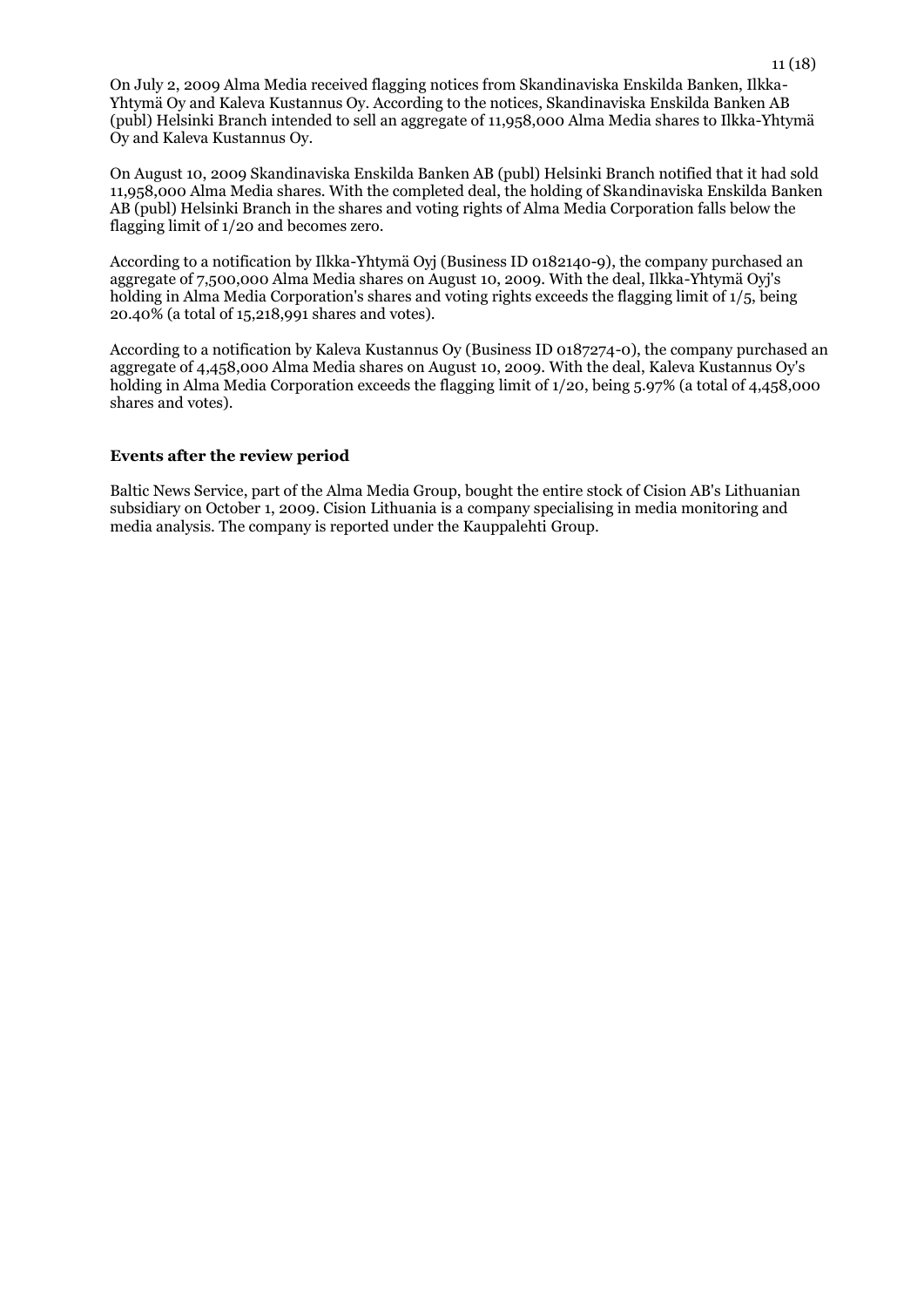On July 2, 2009 Alma Media received flagging notices from Skandinaviska Enskilda Banken, Ilkka-Yhtymä Oy and Kaleva Kustannus Oy. According to the notices, Skandinaviska Enskilda Banken AB (publ) Helsinki Branch intended to sell an aggregate of 11,958,000 Alma Media shares to Ilkka-Yhtymä Oy and Kaleva Kustannus Oy.

On August 10, 2009 Skandinaviska Enskilda Banken AB (publ) Helsinki Branch notified that it had sold 11,958,000 Alma Media shares. With the completed deal, the holding of Skandinaviska Enskilda Banken AB (publ) Helsinki Branch in the shares and voting rights of Alma Media Corporation falls below the flagging limit of 1/20 and becomes zero.

According to a notification by Ilkka-Yhtymä Oyj (Business ID 0182140-9), the company purchased an aggregate of 7,500,000 Alma Media shares on August 10, 2009. With the deal, Ilkka-Yhtymä Oyj's holding in Alma Media Corporation's shares and voting rights exceeds the flagging limit of 1/5, being 20.40% (a total of 15,218,991 shares and votes).

According to a notification by Kaleva Kustannus Oy (Business ID 0187274-0), the company purchased an aggregate of 4,458,000 Alma Media shares on August 10, 2009. With the deal, Kaleva Kustannus Oy's holding in Alma Media Corporation exceeds the flagging limit of 1/20, being 5.97% (a total of 4,458,000 shares and votes).

**Events after the review period**

Baltic News Service, part of the Alma Media Group, bought the entire stock of Cision AB's Lithuanian subsidiary on October 1, 2009. Cision Lithuania is a company specialising in media monitoring and media analysis. The company is reported under the Kauppalehti Group.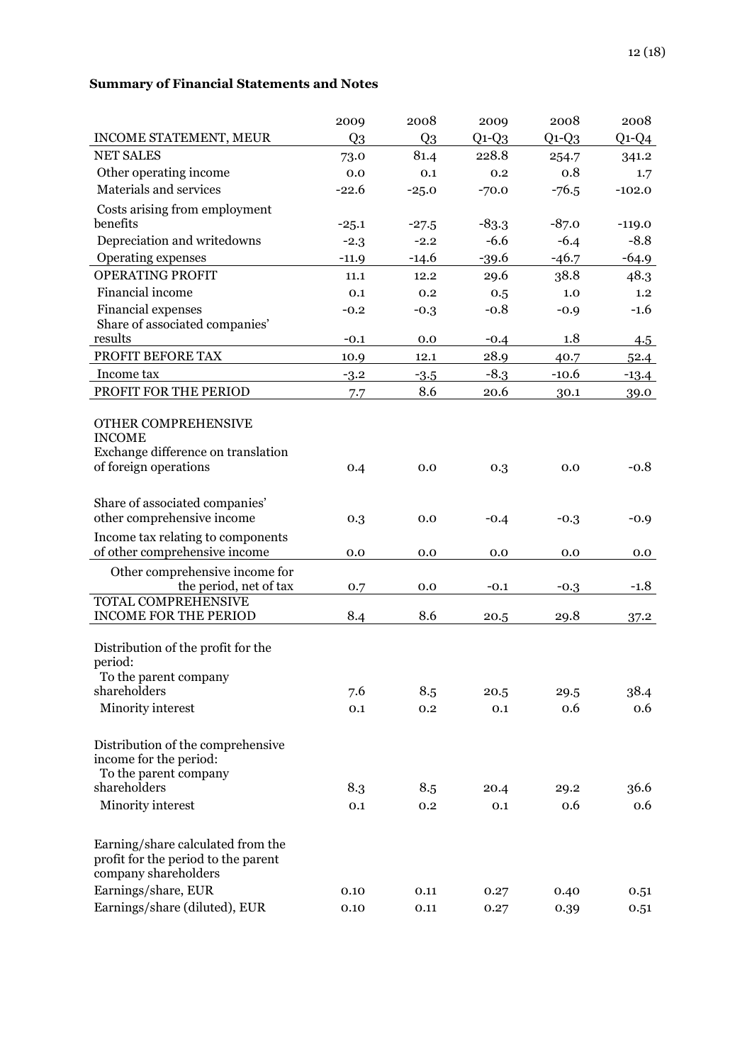**Summary of Financial Statements and Notes**

| INCOME STATEMENT, MEUR | 2009 Q3 | 2008 Q3 | 2009 Q1-Q3 | 2008 Q1-Q3 | 2008 Q1-Q4 |
|---|---|---|---|---|---|
| NET SALES | 73.0 | 81.4 | 228.8 | 254.7 | 341.2 |
| Other operating income | 0.0 | 0.1 | 0.2 | 0.8 | 1.7 |
| Materials and services | -22.6 | -25.0 | -70.0 | -76.5 | -102.0 |
| Costs arising from employment benefits | -25.1 | -27.5 | -83.3 | -87.0 | -119.0 |
| Depreciation and writedowns | -2.3 | -2.2 | -6.6 | -6.4 | -8.8 |
| Operating expenses | -11.9 | -14.6 | -39.6 | -46.7 | -64.9 |
| OPERATING PROFIT | 11.1 | 12.2 | 29.6 | 38.8 | 48.3 |
| Financial income | 0.1 | 0.2 | 0.5 | 1.0 | 1.2 |
| Financial expenses | -0.2 | -0.3 | -0.8 | -0.9 | -1.6 |
| Share of associated companies' results | -0.1 | 0.0 | -0.4 | 1.8 | 4.5 |
| PROFIT BEFORE TAX | 10.9 | 12.1 | 28.9 | 40.7 | 52.4 |
| Income tax | -3.2 | -3.5 | -8.3 | -10.6 | -13.4 |
| PROFIT FOR THE PERIOD | 7.7 | 8.6 | 20.6 | 30.1 | 39.0 |
| OTHER COMPREHENSIVE INCOME | | | | | |
| Exchange difference on translation of foreign operations | 0.4 | 0.0 | 0.3 | 0.0 | -0.8 |
| Share of associated companies' other comprehensive income | 0.3 | 0.0 | -0.4 | -0.3 | -0.9 |
| Income tax relating to components of other comprehensive income | 0.0 | 0.0 | 0.0 | 0.0 | 0.0 |
| Other comprehensive income for the period, net of tax | 0.7 | 0.0 | -0.1 | -0.3 | -1.8 |
| TOTAL COMPREHENSIVE INCOME FOR THE PERIOD | 8.4 | 8.6 | 20.5 | 29.8 | 37.2 |
| Distribution of the profit for the period: | | | | | |
| To the parent company shareholders | 7.6 | 8.5 | 20.5 | 29.5 | 38.4 |
| Minority interest | 0.1 | 0.2 | 0.1 | 0.6 | 0.6 |
| Distribution of the comprehensive income for the period: | | | | | |
| To the parent company shareholders | 8.3 | 8.5 | 20.4 | 29.2 | 36.6 |
| Minority interest | 0.1 | 0.2 | 0.1 | 0.6 | 0.6 |
| Earning/share calculated from the profit for the period to the parent company shareholders | | | | | |
| Earnings/share, EUR | 0.10 | 0.11 | 0.27 | 0.40 | 0.51 |
| Earnings/share (diluted), EUR | 0.10 | 0.11 | 0.27 | 0.39 | 0.51 |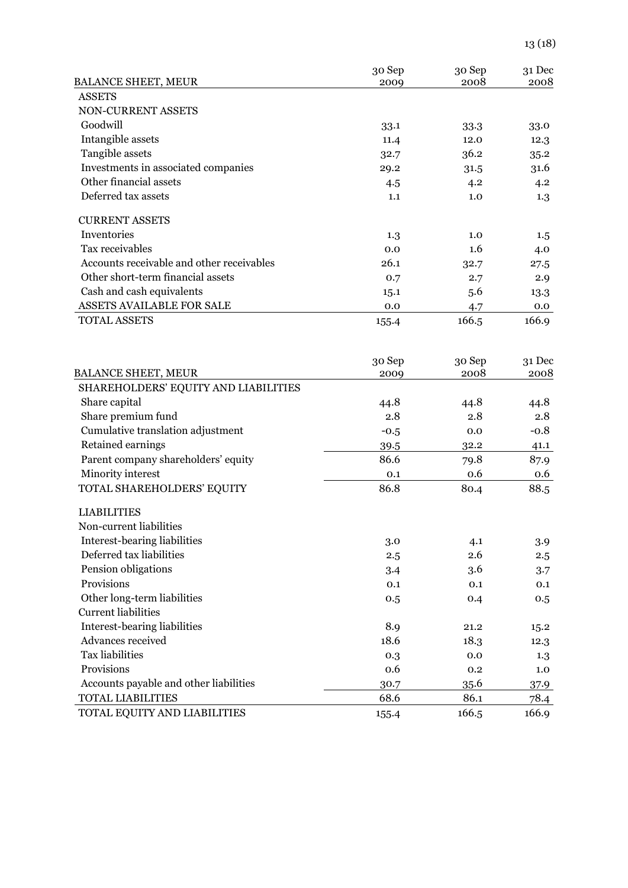| BALANCE SHEET, MEUR | 30 Sep 2009 | 30 Sep 2008 | 31 Dec 2008 |
| --- | --- | --- | --- |
| ASSETS | | | |
| NON-CURRENT ASSETS | | | |
| Goodwill | 33.1 | 33.3 | 33.0 |
| Intangible assets | 11.4 | 12.0 | 12.3 |
| Tangible assets | 32.7 | 36.2 | 35.2 |
| Investments in associated companies | 29.2 | 31.5 | 31.6 |
| Other financial assets | 4.5 | 4.2 | 4.2 |
| Deferred tax assets | 1.1 | 1.0 | 1.3 |
| CURRENT ASSETS | | | |
| Inventories | 1.3 | 1.0 | 1.5 |
| Tax receivables | 0.0 | 1.6 | 4.0 |
| Accounts receivable and other receivables | 26.1 | 32.7 | 27.5 |
| Other short-term financial assets | 0.7 | 2.7 | 2.9 |
| Cash and cash equivalents | 15.1 | 5.6 | 13.3 |
| ASSETS AVAILABLE FOR SALE | 0.0 | 4.7 | 0.0 |
| TOTAL ASSETS | 155.4 | 166.5 | 166.9 |

| BALANCE SHEET, MEUR | 30 Sep 2009 | 30 Sep 2008 | 31 Dec 2008 |
| --- | --- | --- | --- |
| SHAREHOLDERS' EQUITY AND LIABILITIES | | | |
| Share capital | 44.8 | 44.8 | 44.8 |
| Share premium fund | 2.8 | 2.8 | 2.8 |
| Cumulative translation adjustment | -0.5 | 0.0 | -0.8 |
| Retained earnings | 39.5 | 32.2 | 41.1 |
| Parent company shareholders' equity | 86.6 | 79.8 | 87.9 |
| Minority interest | 0.1 | 0.6 | 0.6 |
| TOTAL SHAREHOLDERS' EQUITY | 86.8 | 80.4 | 88.5 |
| LIABILITIES | | | |
| Non-current liabilities | | | |
| Interest-bearing liabilities | 3.0 | 4.1 | 3.9 |
| Deferred tax liabilities | 2.5 | 2.6 | 2.5 |
| Pension obligations | 3.4 | 3.6 | 3.7 |
| Provisions | 0.1 | 0.1 | 0.1 |
| Other long-term liabilities | 0.5 | 0.4 | 0.5 |
| Current liabilities | | | |
| Interest-bearing liabilities | 8.9 | 21.2 | 15.2 |
| Advances received | 18.6 | 18.3 | 12.3 |
| Tax liabilities | 0.3 | 0.0 | 1.3 |
| Provisions | 0.6 | 0.2 | 1.0 |
| Accounts payable and other liabilities | 30.7 | 35.6 | 37.9 |
| TOTAL LIABILITIES | 68.6 | 86.1 | 78.4 |
| TOTAL EQUITY AND LIABILITIES | 155.4 | 166.5 | 166.9 |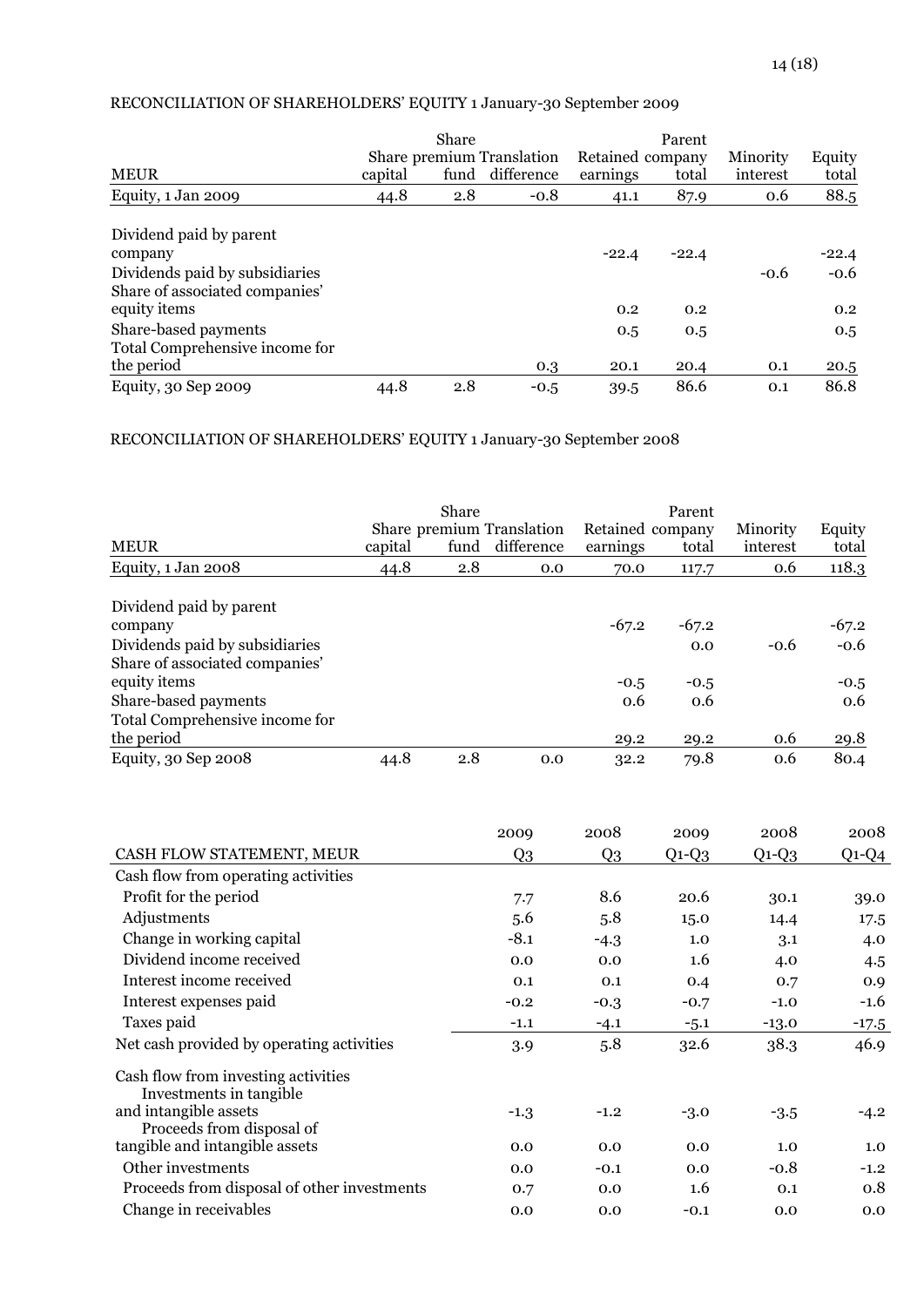RECONCILIATION OF SHAREHOLDERS' EQUITY 1 January-30 September 2009

| MEUR | Share capital | Share premium fund | Translation difference | Retained earnings | Parent company total | Minority interest | Equity total |
|---|---|---|---|---|---|---|---|
| Equity, 1 Jan 2009 | 44.8 | 2.8 | -0.8 | 41.1 | 87.9 | 0.6 | 88.5 |
| Dividend paid by parent company | | | | -22.4 | -22.4 | | -22.4 |
| Dividends paid by subsidiaries | | | | | | -0.6 | -0.6 |
| Share of associated companies' equity items | | | | 0.2 | 0.2 | | 0.2 |
| Share-based payments | | | | 0.5 | 0.5 | | 0.5 |
| Total Comprehensive income for the period | | | 0.3 | 20.1 | 20.4 | 0.1 | 20.5 |
| Equity, 30 Sep 2009 | 44.8 | 2.8 | -0.5 | 39.5 | 86.6 | 0.1 | 86.8 |

RECONCILIATION OF SHAREHOLDERS' EQUITY 1 January-30 September 2008

| MEUR | Share capital | Share premium fund | Translation difference | Retained earnings | Parent company total | Minority interest | Equity total |
|---|---|---|---|---|---|---|---|
| Equity, 1 Jan 2008 | 44.8 | 2.8 | 0.0 | 70.0 | 117.7 | 0.6 | 118.3 |
| Dividend paid by parent company | | | | -67.2 | -67.2 | | -67.2 |
| Dividends paid by subsidiaries | | | | | 0.0 | -0.6 | -0.6 |
| Share of associated companies' equity items | | | | -0.5 | -0.5 | | -0.5 |
| Share-based payments | | | | 0.6 | 0.6 | | 0.6 |
| Total Comprehensive income for the period | | | | 29.2 | 29.2 | 0.6 | 29.8 |
| Equity, 30 Sep 2008 | 44.8 | 2.8 | 0.0 | 32.2 | 79.8 | 0.6 | 80.4 |

| CASH FLOW STATEMENT, MEUR | 2009 Q3 | 2008 Q3 | 2009 Q1-Q3 | 2008 Q1-Q3 | 2008 Q1-Q4 |
|---|---|---|---|---|---|
| Cash flow from operating activities | | | | | |
| Profit for the period | 7.7 | 8.6 | 20.6 | 30.1 | 39.0 |
| Adjustments | 5.6 | 5.8 | 15.0 | 14.4 | 17.5 |
| Change in working capital | -8.1 | -4.3 | 1.0 | 3.1 | 4.0 |
| Dividend income received | 0.0 | 0.0 | 1.6 | 4.0 | 4.5 |
| Interest income received | 0.1 | 0.1 | 0.4 | 0.7 | 0.9 |
| Interest expenses paid | -0.2 | -0.3 | -0.7 | -1.0 | -1.6 |
| Taxes paid | -1.1 | -4.1 | -5.1 | -13.0 | -17.5 |
| Net cash provided by operating activities | 3.9 | 5.8 | 32.6 | 38.3 | 46.9 |
| Cash flow from investing activities | | | | | |
| Investments in tangible and intangible assets | -1.3 | -1.2 | -3.0 | -3.5 | -4.2 |
| Proceeds from disposal of tangible and intangible assets | 0.0 | 0.0 | 0.0 | 1.0 | 1.0 |
| Other investments | 0.0 | -0.1 | 0.0 | -0.8 | -1.2 |
| Proceeds from disposal of other investments | 0.7 | 0.0 | 1.6 | 0.1 | 0.8 |
| Change in receivables | 0.0 | 0.0 | -0.1 | 0.0 | 0.0 |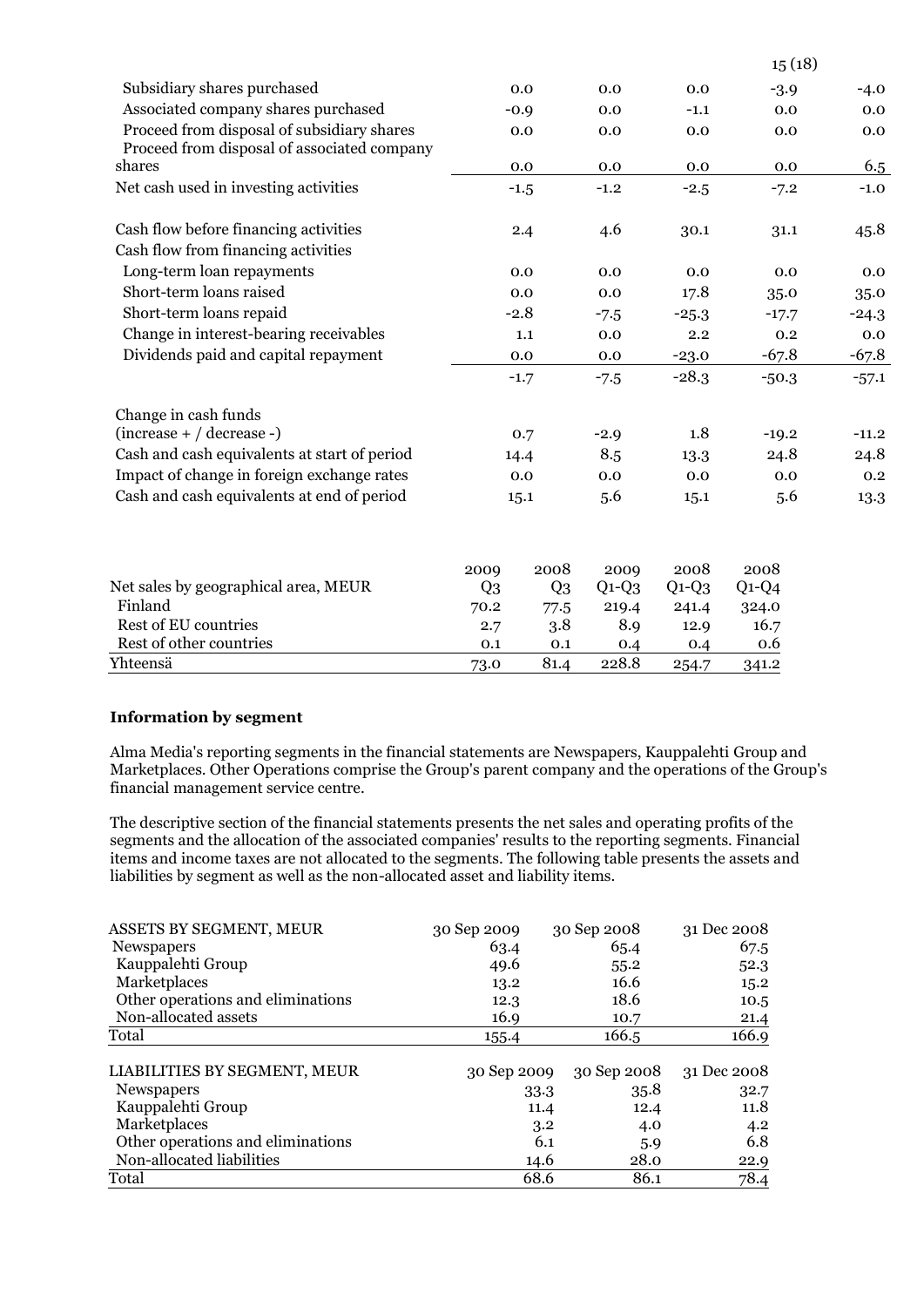| | | | | | |
|---|---|---|---|---|---|
| Subsidiary shares purchased | 0.0 | 0.0 | 0.0 | -3.9 | -4.0 |
| Associated company shares purchased | -0.9 | 0.0 | -1.1 | 0.0 | 0.0 |
| Proceed from disposal of subsidiary shares | 0.0 | 0.0 | 0.0 | 0.0 | 0.0 |
| Proceed from disposal of associated company shares | 0.0 | 0.0 | 0.0 | 0.0 | 6.5 |
| Net cash used in investing activities | -1.5 | -1.2 | -2.5 | -7.2 | -1.0 |
| | | | | | |
| Cash flow before financing activities | 2.4 | 4.6 | 30.1 | 31.1 | 45.8 |
| Cash flow from financing activities | | | | | |
| Long-term loan repayments | 0.0 | 0.0 | 0.0 | 0.0 | 0.0 |
| Short-term loans raised | 0.0 | 0.0 | 17.8 | 35.0 | 35.0 |
| Short-term loans repaid | -2.8 | -7.5 | -25.3 | -17.7 | -24.3 |
| Change in interest-bearing receivables | 1.1 | 0.0 | 2.2 | 0.2 | 0.0 |
| Dividends paid and capital repayment | 0.0 | 0.0 | -23.0 | -67.8 | -67.8 |
| | -1.7 | -7.5 | -28.3 | -50.3 | -57.1 |
| | | | | | |
| Change in cash funds (increase + / decrease -) | 0.7 | -2.9 | 1.8 | -19.2 | -11.2 |
| Cash and cash equivalents at start of period | 14.4 | 8.5 | 13.3 | 24.8 | 24.8 |
| Impact of change in foreign exchange rates | 0.0 | 0.0 | 0.0 | 0.0 | 0.2 |
| Cash and cash equivalents at end of period | 15.1 | 5.6 | 15.1 | 5.6 | 13.3 |

| Net sales by geographical area, MEUR | 2009 Q3 | 2008 Q3 | 2009 Q1-Q3 | 2008 Q1-Q3 | 2008 Q1-Q4 |
|---|---|---|---|---|---|
| Finland | 70.2 | 77.5 | 219.4 | 241.4 | 324.0 |
| Rest of EU countries | 2.7 | 3.8 | 8.9 | 12.9 | 16.7 |
| Rest of other countries | 0.1 | 0.1 | 0.4 | 0.4 | 0.6 |
| Yhteensä | 73.0 | 81.4 | 228.8 | 254.7 | 341.2 |

**Information by segment**

Alma Media's reporting segments in the financial statements are Newspapers, Kauppalehti Group and Marketplaces. Other Operations comprise the Group's parent company and the operations of the Group's financial management service centre.

The descriptive section of the financial statements presents the net sales and operating profits of the segments and the allocation of the associated companies' results to the reporting segments. Financial items and income taxes are not allocated to the segments. The following table presents the assets and liabilities by segment as well as the non-allocated asset and liability items.

| ASSETS BY SEGMENT, MEUR | 30 Sep 2009 | 30 Sep 2008 | 31 Dec 2008 |
|---|---|---|---|
| Newspapers | 63.4 | 65.4 | 67.5 |
| Kauppalehti Group | 49.6 | 55.2 | 52.3 |
| Marketplaces | 13.2 | 16.6 | 15.2 |
| Other operations and eliminations | 12.3 | 18.6 | 10.5 |
| Non-allocated assets | 16.9 | 10.7 | 21.4 |
| Total | 155.4 | 166.5 | 166.9 |

| LIABILITIES BY SEGMENT, MEUR | 30 Sep 2009 | 30 Sep 2008 | 31 Dec 2008 |
|---|---|---|---|
| Newspapers | 33.3 | 35.8 | 32.7 |
| Kauppalehti Group | 11.4 | 12.4 | 11.8 |
| Marketplaces | 3.2 | 4.0 | 4.2 |
| Other operations and eliminations | 6.1 | 5.9 | 6.8 |
| Non-allocated liabilities | 14.6 | 28.0 | 22.9 |
| Total | 68.6 | 86.1 | 78.4 |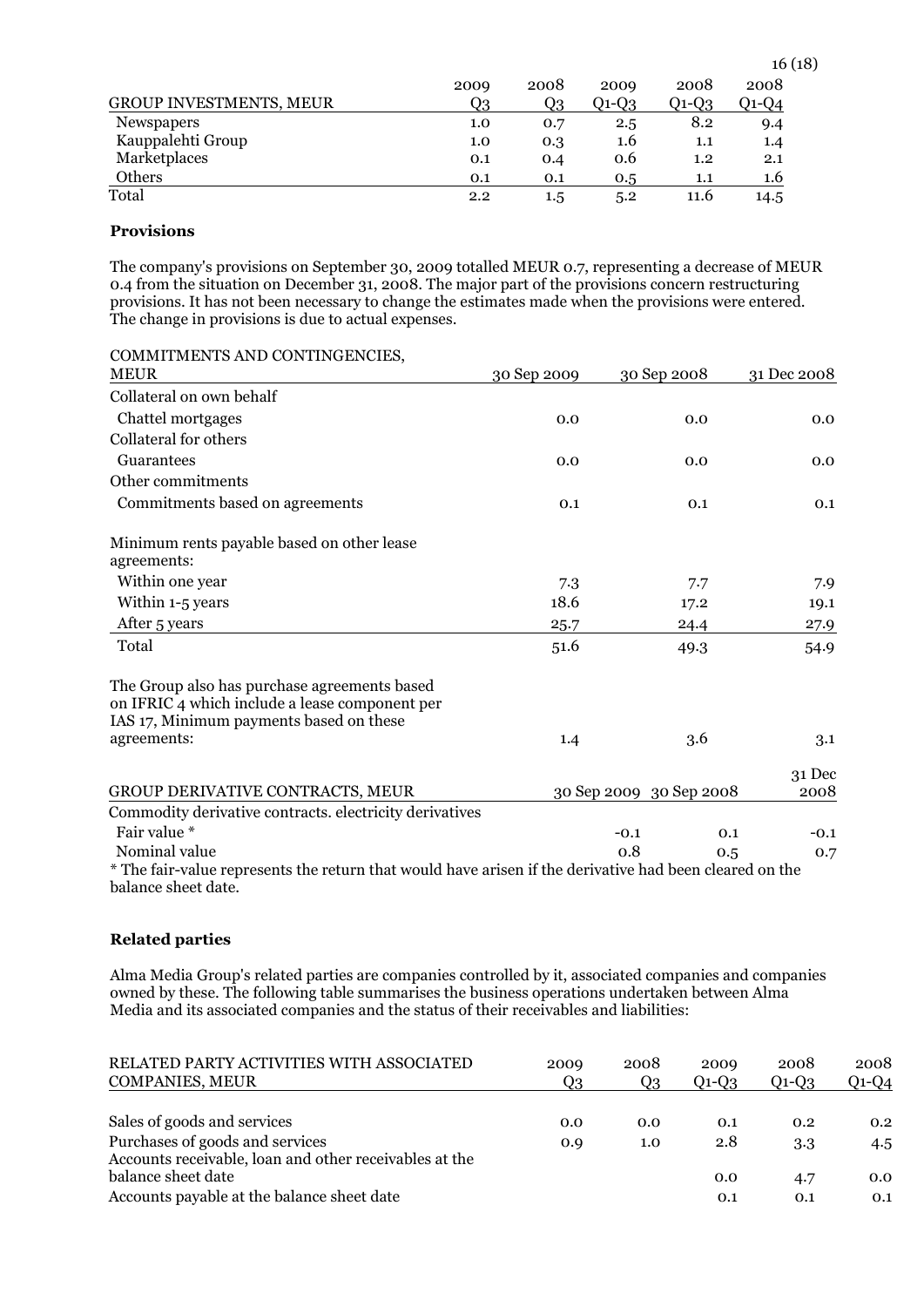| GROUP INVESTMENTS, MEUR | 2009 Q3 | 2008 Q3 | 2009 Q1-Q3 | 2008 Q1-Q3 | 2008 Q1-Q4 |
|---|---|---|---|---|---|
| Newspapers | 1.0 | 0.7 | 2.5 | 8.2 | 9.4 |
| Kauppalehti Group | 1.0 | 0.3 | 1.6 | 1.1 | 1.4 |
| Marketplaces | 0.1 | 0.4 | 0.6 | 1.2 | 2.1 |
| Others | 0.1 | 0.1 | 0.5 | 1.1 | 1.6 |
| Total | 2.2 | 1.5 | 5.2 | 11.6 | 14.5 |

**Provisions**

The company's provisions on September 30, 2009 totalled MEUR 0.7, representing a decrease of MEUR 0.4 from the situation on December 31, 2008. The major part of the provisions concern restructuring provisions. It has not been necessary to change the estimates made when the provisions were entered. The change in provisions is due to actual expenses.

| COMMITMENTS AND CONTINGENCIES, MEUR | 30 Sep 2009 | 30 Sep 2008 | 31 Dec 2008 |
|---|---|---|---|
| Collateral on own behalf | | | |
| Chattel mortgages | 0.0 | 0.0 | 0.0 |
| Collateral for others | | | |
| Guarantees | 0.0 | 0.0 | 0.0 |
| Other commitments | | | |
| Commitments based on agreements | 0.1 | 0.1 | 0.1 |
| Minimum rents payable based on other lease agreements: | | | |
| Within one year | 7.3 | 7.7 | 7.9 |
| Within 1-5 years | 18.6 | 17.2 | 19.1 |
| After 5 years | 25.7 | 24.4 | 27.9 |
| Total | 51.6 | 49.3 | 54.9 |
| The Group also has purchase agreements based on IFRIC 4 which include a lease component per IAS 17, Minimum payments based on these agreements: | 1.4 | 3.6 | 3.1 |

| GROUP DERIVATIVE CONTRACTS, MEUR | 30 Sep 2009 | 30 Sep 2008 | 31 Dec 2008 |
|---|---|---|---|
| Commodity derivative contracts. electricity derivatives | | | |
| Fair value * | -0.1 | 0.1 | -0.1 |
| Nominal value | 0.8 | 0.5 | 0.7 |

* The fair-value represents the return that would have arisen if the derivative had been cleared on the balance sheet date.

**Related parties**

Alma Media Group's related parties are companies controlled by it, associated companies and companies owned by these. The following table summarises the business operations undertaken between Alma Media and its associated companies and the status of their receivables and liabilities:

| RELATED PARTY ACTIVITIES WITH ASSOCIATED COMPANIES, MEUR | 2009 Q3 | 2008 Q3 | 2009 Q1-Q3 | 2008 Q1-Q3 | 2008 Q1-Q4 |
|---|---|---|---|---|---|
| Sales of goods and services | 0.0 | 0.0 | 0.1 | 0.2 | 0.2 |
| Purchases of goods and services | 0.9 | 1.0 | 2.8 | 3.3 | 4.5 |
| Accounts receivable, loan and other receivables at the balance sheet date | | | 0.0 | 4.7 | 0.0 |
| Accounts payable at the balance sheet date | | | 0.1 | 0.1 | 0.1 |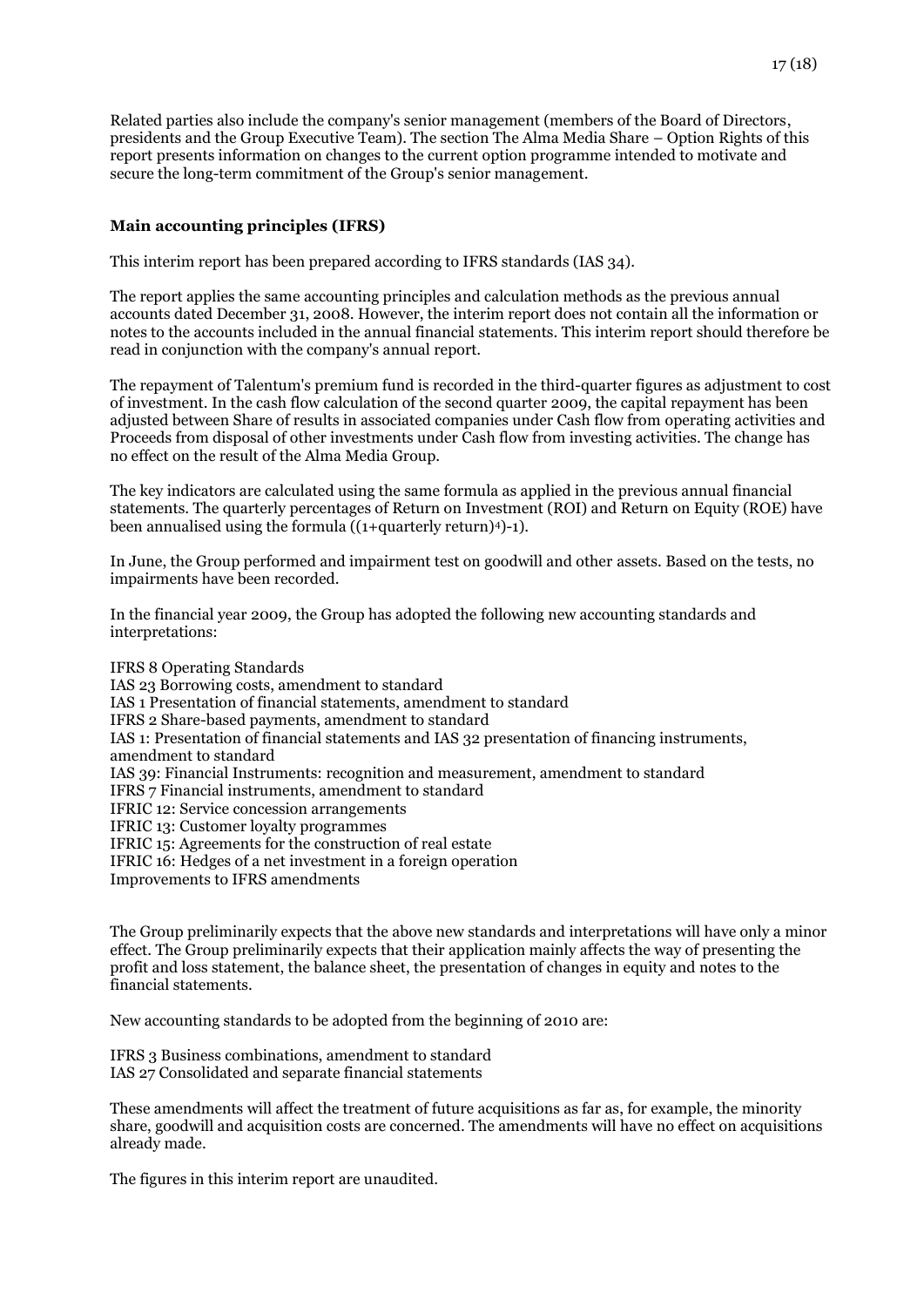Related parties also include the company's senior management (members of the Board of Directors, presidents and the Group Executive Team). The section The Alma Media Share – Option Rights of this report presents information on changes to the current option programme intended to motivate and secure the long-term commitment of the Group's senior management.

## Main accounting principles (IFRS)

This interim report has been prepared according to IFRS standards (IAS 34).

The report applies the same accounting principles and calculation methods as the previous annual accounts dated December 31, 2008. However, the interim report does not contain all the information or notes to the accounts included in the annual financial statements. This interim report should therefore be read in conjunction with the company's annual report.

The repayment of Talentum's premium fund is recorded in the third-quarter figures as adjustment to cost of investment. In the cash flow calculation of the second quarter 2009, the capital repayment has been adjusted between Share of results in associated companies under Cash flow from operating activities and Proceeds from disposal of other investments under Cash flow from investing activities. The change has no effect on the result of the Alma Media Group.

The key indicators are calculated using the same formula as applied in the previous annual financial statements. The quarterly percentages of Return on Investment (ROI) and Return on Equity (ROE) have been annualised using the formula $((1+\text{quarterly return})^4)-1)$.

In June, the Group performed and impairment test on goodwill and other assets. Based on the tests, no impairments have been recorded.

In the financial year 2009, the Group has adopted the following new accounting standards and interpretations:

IFRS 8 Operating Standards
IAS 23 Borrowing costs, amendment to standard
IAS 1 Presentation of financial statements, amendment to standard
IFRS 2 Share-based payments, amendment to standard
IAS 1: Presentation of financial statements and IAS 32 presentation of financing instruments, amendment to standard
IAS 39: Financial Instruments: recognition and measurement, amendment to standard
IFRS 7 Financial instruments, amendment to standard
IFRIC 12: Service concession arrangements
IFRIC 13: Customer loyalty programmes
IFRIC 15: Agreements for the construction of real estate
IFRIC 16: Hedges of a net investment in a foreign operation
Improvements to IFRS amendments

The Group preliminarily expects that the above new standards and interpretations will have only a minor effect. The Group preliminarily expects that their application mainly affects the way of presenting the profit and loss statement, the balance sheet, the presentation of changes in equity and notes to the financial statements.

New accounting standards to be adopted from the beginning of 2010 are:

IFRS 3 Business combinations, amendment to standard
IAS 27 Consolidated and separate financial statements

These amendments will affect the treatment of future acquisitions as far as, for example, the minority share, goodwill and acquisition costs are concerned. The amendments will have no effect on acquisitions already made.

The figures in this interim report are unaudited.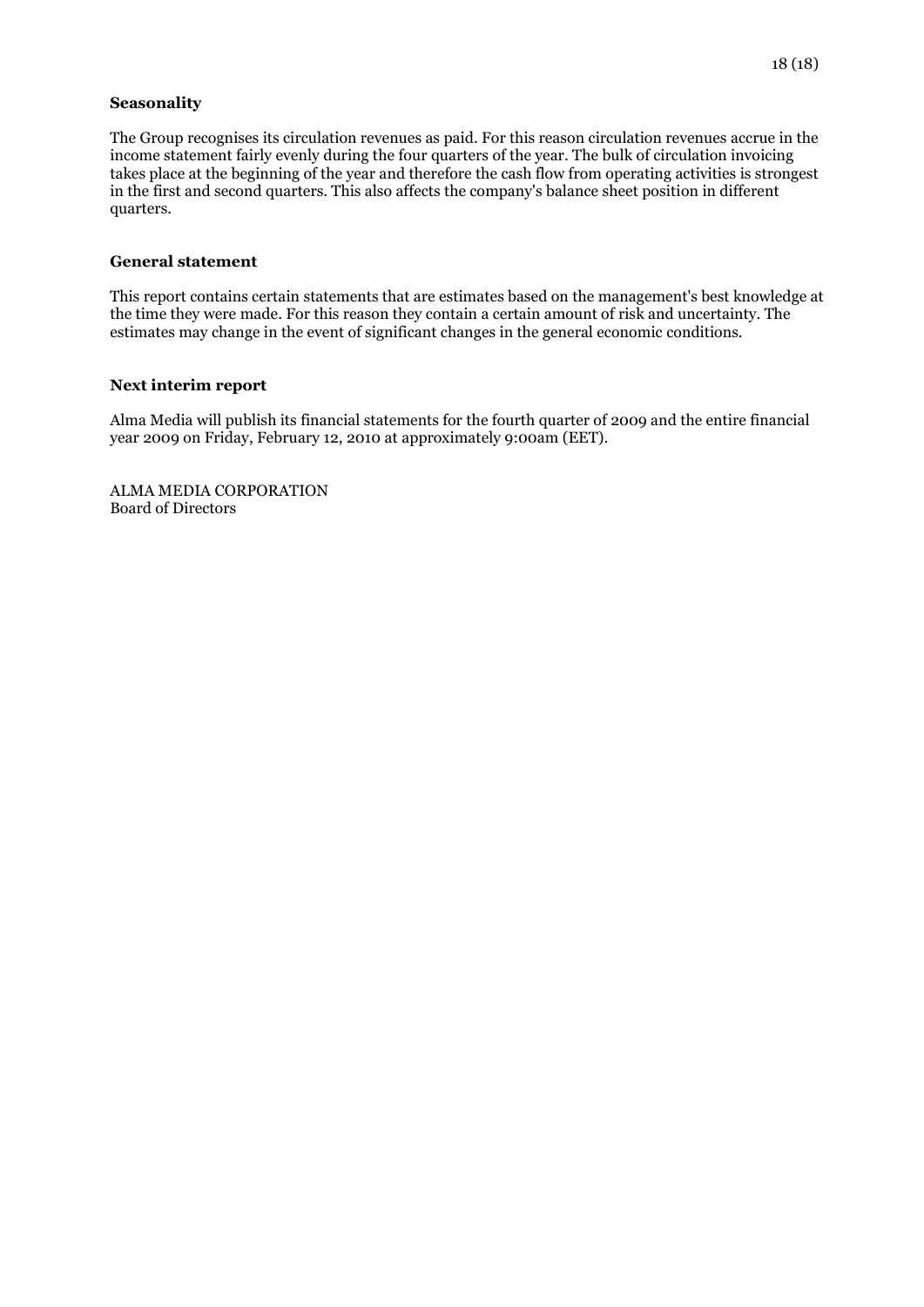**Seasonality**

The Group recognises its circulation revenues as paid. For this reason circulation revenues accrue in the income statement fairly evenly during the four quarters of the year. The bulk of circulation invoicing takes place at the beginning of the year and therefore the cash flow from operating activities is strongest in the first and second quarters. This also affects the company's balance sheet position in different quarters.

**General statement**

This report contains certain statements that are estimates based on the management's best knowledge at the time they were made. For this reason they contain a certain amount of risk and uncertainty. The estimates may change in the event of significant changes in the general economic conditions.

**Next interim report**

Alma Media will publish its financial statements for the fourth quarter of 2009 and the entire financial year 2009 on Friday, February 12, 2010 at approximately 9:00am (EET).

ALMA MEDIA CORPORATION
Board of Directors